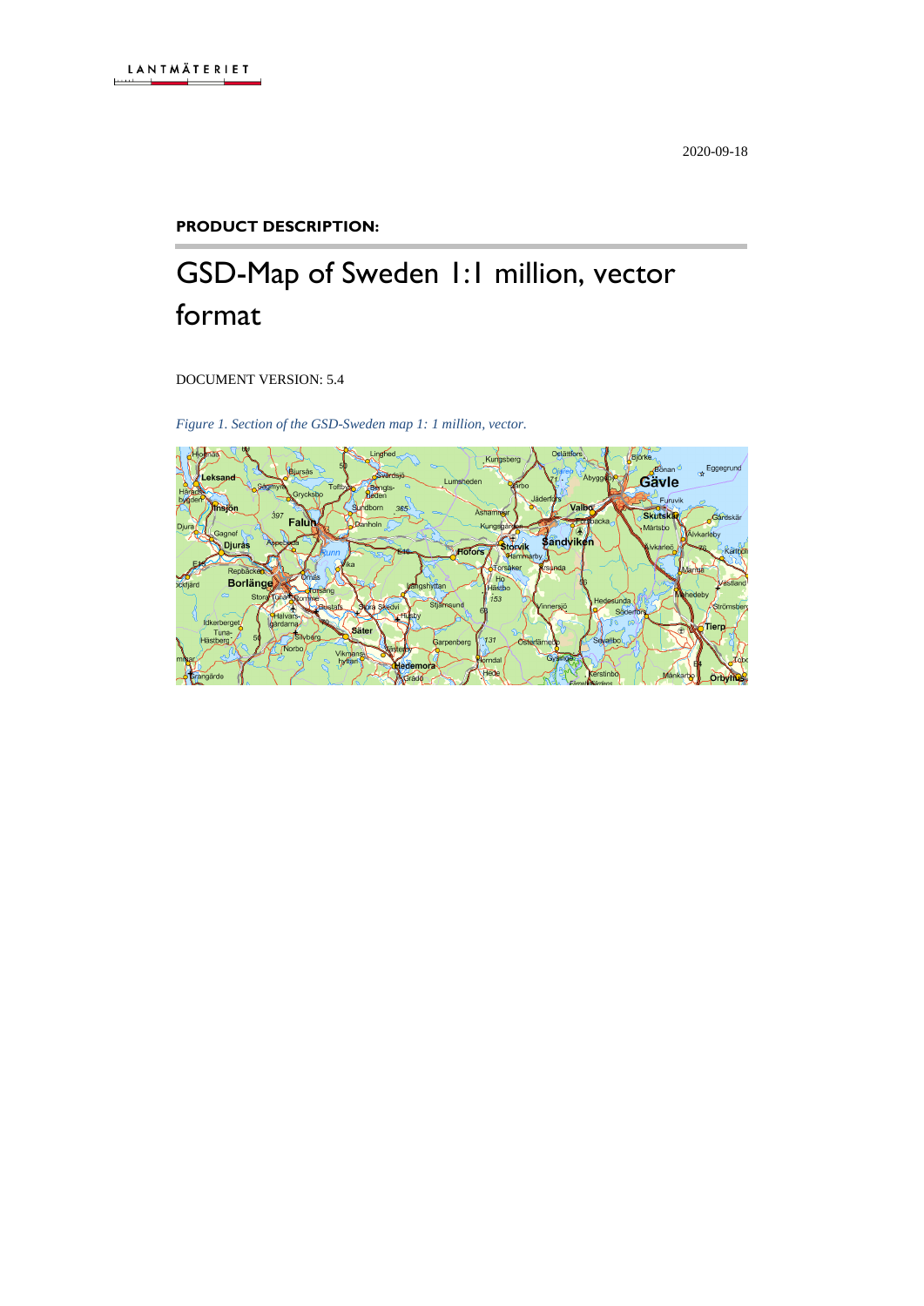LANTMÄTERIET

2020-09-18

**PRODUCT DESCRIPTION:**

# GSD-Map of Sweden 1:1 million, vector format

DOCUMENT VERSION: 5.4

*Figure 1. Section of the GSD-Sweden map 1: 1 million, vector.*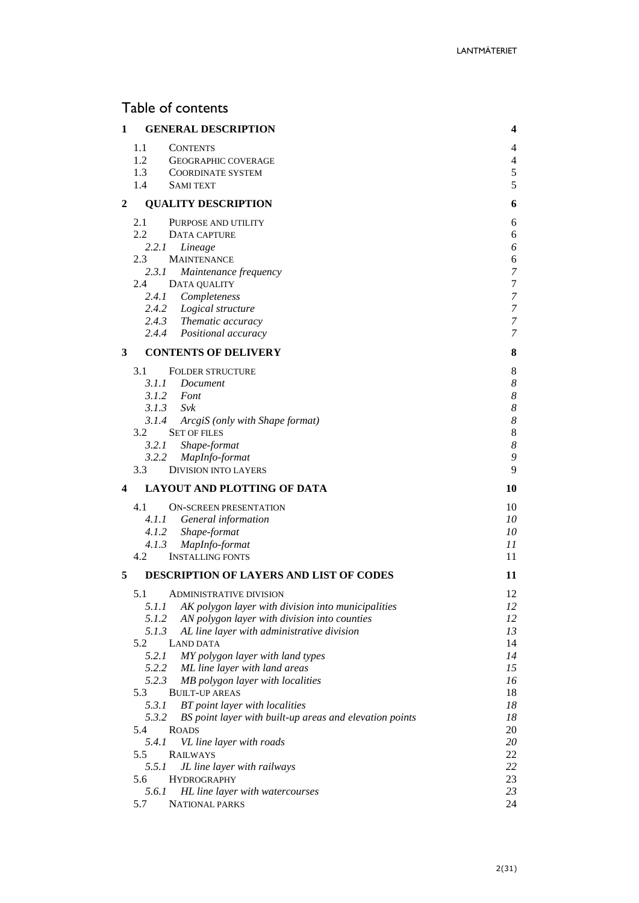# Table of contents

| | | |
|---|---|---|
| **1** | **GENERAL DESCRIPTION** | **4** |
| 1.1 | CONTENTS | 4 |
| 1.2 | GEOGRAPHIC COVERAGE | 4 |
| 1.3 | COORDINATE SYSTEM | 5 |
| 1.4 | SAMI TEXT | 5 |
| **2** | **QUALITY DESCRIPTION** | **6** |
| 2.1 | PURPOSE AND UTILITY | 6 |
| 2.2 | DATA CAPTURE | 6 |
| *2.2.1* | *Lineage* | *6* |
| 2.3 | MAINTENANCE | 6 |
| *2.3.1* | *Maintenance frequency* | *7* |
| 2.4 | DATA QUALITY | 7 |
| *2.4.1* | *Completeness* | *7* |
| *2.4.2* | *Logical structure* | *7* |
| *2.4.3* | *Thematic accuracy* | *7* |
| *2.4.4* | *Positional accuracy* | *7* |
| **3** | **CONTENTS OF DELIVERY** | **8** |
| 3.1 | FOLDER STRUCTURE | 8 |
| *3.1.1* | *Document* | *8* |
| *3.1.2* | *Font* | *8* |
| *3.1.3* | *Svk* | *8* |
| *3.1.4* | *ArcgiS (only with Shape format)* | *8* |
| 3.2 | SET OF FILES | 8 |
| *3.2.1* | *Shape-format* | *8* |
| *3.2.2* | *MapInfo-format* | *9* |
| 3.3 | DIVISION INTO LAYERS | 9 |
| **4** | **LAYOUT AND PLOTTING OF DATA** | **10** |
| 4.1 | ON-SCREEN PRESENTATION | 10 |
| *4.1.1* | *General information* | *10* |
| *4.1.2* | *Shape-format* | *10* |
| *4.1.3* | *MapInfo-format* | *11* |
| 4.2 | INSTALLING FONTS | 11 |
| **5** | **DESCRIPTION OF LAYERS AND LIST OF CODES** | **11** |
| 5.1 | ADMINISTRATIVE DIVISION | 12 |
| *5.1.1* | *AK polygon layer with division into municipalities* | *12* |
| *5.1.2* | *AN polygon layer with division into counties* | *12* |
| *5.1.3* | *AL line layer with administrative division* | *13* |
| 5.2 | LAND DATA | 14 |
| *5.2.1* | *MY polygon layer with land types* | *14* |
| *5.2.2* | *ML line layer with land areas* | *15* |
| *5.2.3* | *MB polygon layer with localities* | *16* |
| 5.3 | BUILT-UP AREAS | 18 |
| *5.3.1* | *BT point layer with localities* | *18* |
| *5.3.2* | *BS point layer with built-up areas and elevation points* | *18* |
| 5.4 | ROADS | 20 |
| *5.4.1* | *VL line layer with roads* | *20* |
| 5.5 | RAILWAYS | 22 |
| *5.5.1* | *JL line layer with railways* | *22* |
| 5.6 | HYDROGRAPHY | 23 |
| *5.6.1* | *HL line layer with watercourses* | *23* |
| 5.7 | NATIONAL PARKS | 24 |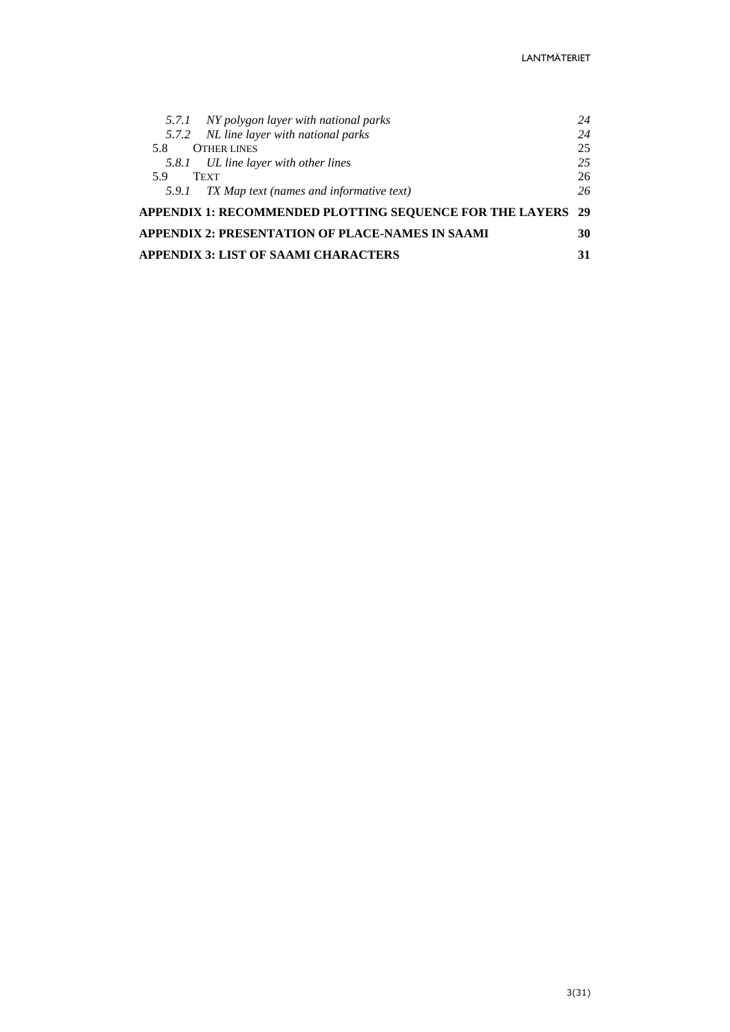*5.7.1 NY polygon layer with national parks* *24*
*5.7.2 NL line layer with national parks* *24*
5.8 OTHER LINES 25
*5.8.1 UL line layer with other lines* *25*
5.9 TEXT 26
*5.9.1 TX Map text (names and informative text)* *26*

**APPENDIX 1: RECOMMENDED PLOTTING SEQUENCE FOR THE LAYERS 29**

**APPENDIX 2: PRESENTATION OF PLACE-NAMES IN SAAMI 30**

**APPENDIX 3: LIST OF SAAMI CHARACTERS 31**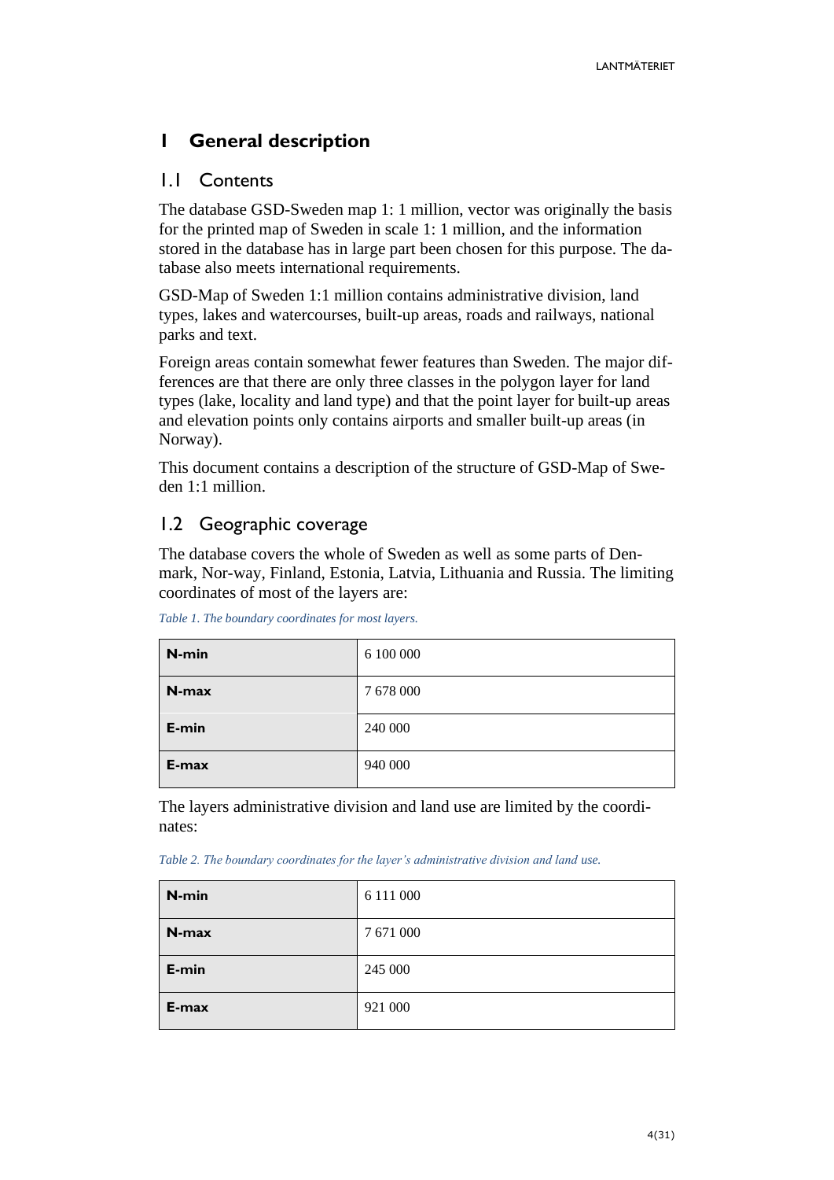# 1 General description

## 1.1 Contents

The database GSD-Sweden map 1: 1 million, vector was originally the basis for the printed map of Sweden in scale 1: 1 million, and the information stored in the database has in large part been chosen for this purpose. The database also meets international requirements.

GSD-Map of Sweden 1:1 million contains administrative division, land types, lakes and watercourses, built-up areas, roads and railways, national parks and text.

Foreign areas contain somewhat fewer features than Sweden. The major differences are that there are only three classes in the polygon layer for land types (lake, locality and land type) and that the point layer for built-up areas and elevation points only contains airports and smaller built-up areas (in Norway).

This document contains a description of the structure of GSD-Map of Sweden 1:1 million.

## 1.2 Geographic coverage

The database covers the whole of Sweden as well as some parts of Denmark, Nor-way, Finland, Estonia, Latvia, Lithuania and Russia. The limiting coordinates of most of the layers are:

*Table 1. The boundary coordinates for most layers.*

| | |
|---|---|
| **N-min** | 6 100 000 |
| **N-max** | 7 678 000 |
| **E-min** | 240 000 |
| **E-max** | 940 000 |

The layers administrative division and land use are limited by the coordinates:

*Table 2. The boundary coordinates for the layer's administrative division and land use.*

| | |
|---|---|
| **N-min** | 6 111 000 |
| **N-max** | 7 671 000 |
| **E-min** | 245 000 |
| **E-max** | 921 000 |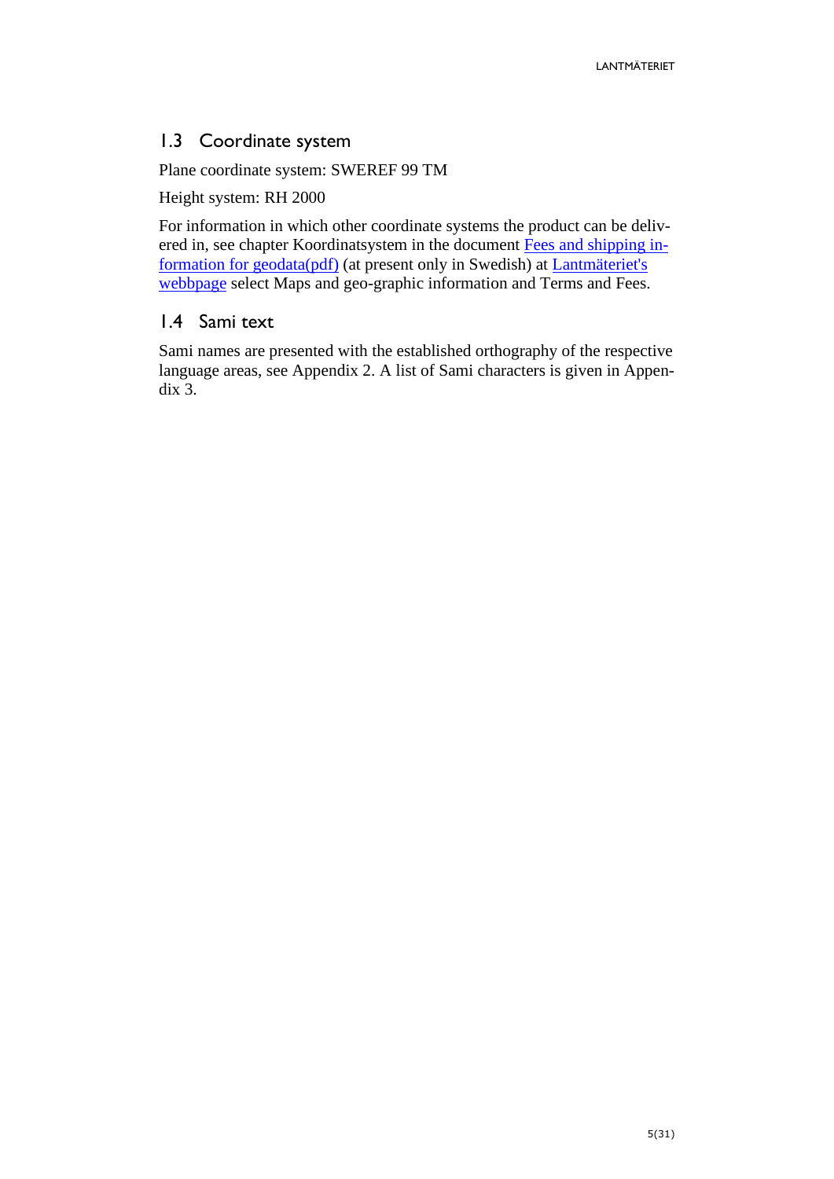## 1.3 Coordinate system

Plane coordinate system: SWEREF 99 TM

Height system: RH 2000

For information in which other coordinate systems the product can be delivered in, see chapter Koordinatsystem in the document Fees and shipping information for geodata(pdf) (at present only in Swedish) at Lantmäteriet's webbpage select Maps and geo-graphic information and Terms and Fees.

## 1.4 Sami text

Sami names are presented with the established orthography of the respective language areas, see Appendix 2. A list of Sami characters is given in Appendix 3.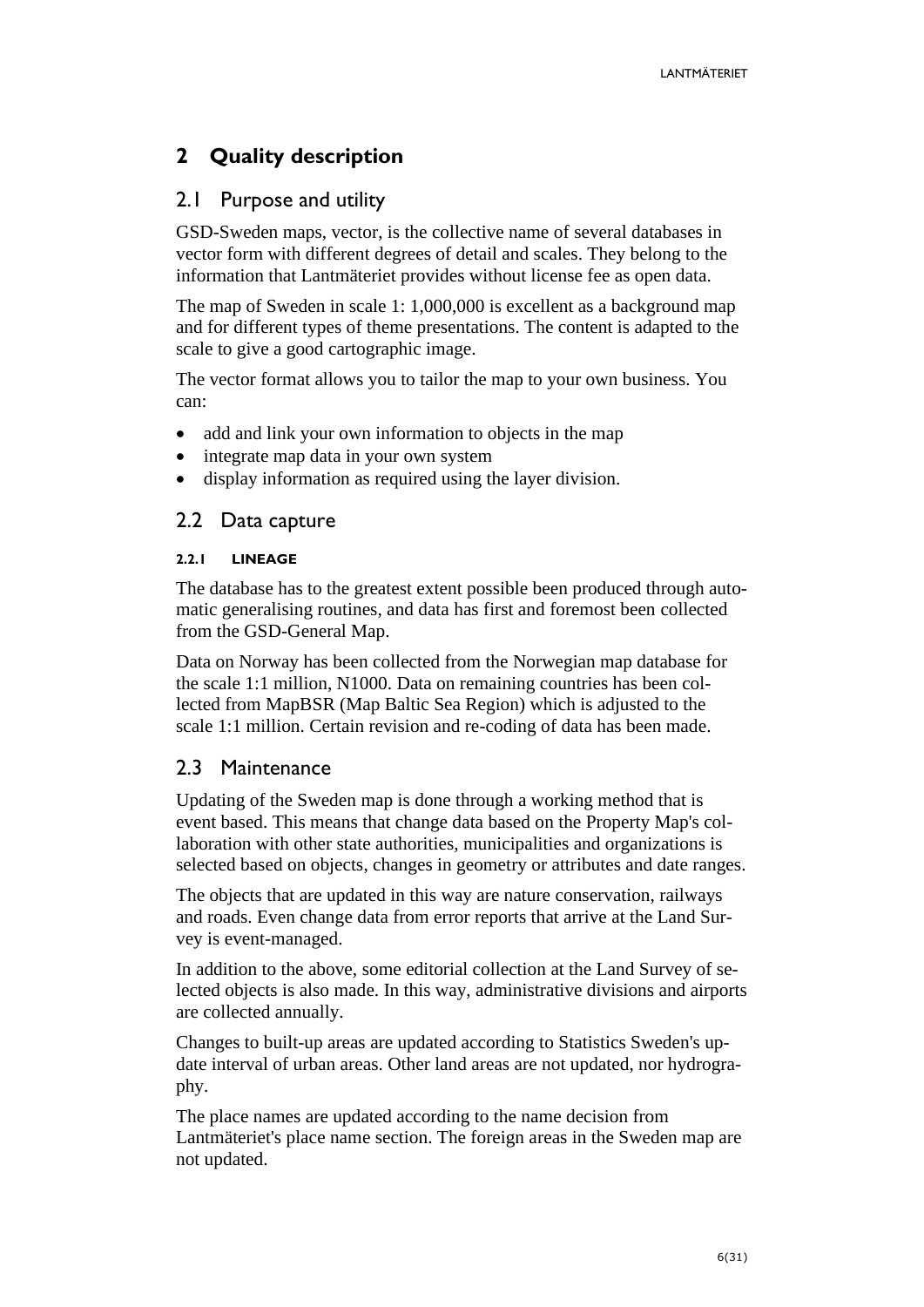# 2 Quality description

## 2.1 Purpose and utility

GSD-Sweden maps, vector, is the collective name of several databases in vector form with different degrees of detail and scales. They belong to the information that Lantmäteriet provides without license fee as open data.

The map of Sweden in scale 1: 1,000,000 is excellent as a background map and for different types of theme presentations. The content is adapted to the scale to give a good cartographic image.

The vector format allows you to tailor the map to your own business. You can:

- add and link your own information to objects in the map
- integrate map data in your own system
- display information as required using the layer division.

## 2.2 Data capture

### 2.2.1 LINEAGE

The database has to the greatest extent possible been produced through automatic generalising routines, and data has first and foremost been collected from the GSD-General Map.

Data on Norway has been collected from the Norwegian map database for the scale 1:1 million, N1000. Data on remaining countries has been collected from MapBSR (Map Baltic Sea Region) which is adjusted to the scale 1:1 million. Certain revision and re-coding of data has been made.

## 2.3 Maintenance

Updating of the Sweden map is done through a working method that is event based. This means that change data based on the Property Map's collaboration with other state authorities, municipalities and organizations is selected based on objects, changes in geometry or attributes and date ranges.

The objects that are updated in this way are nature conservation, railways and roads. Even change data from error reports that arrive at the Land Survey is event-managed.

In addition to the above, some editorial collection at the Land Survey of selected objects is also made. In this way, administrative divisions and airports are collected annually.

Changes to built-up areas are updated according to Statistics Sweden's update interval of urban areas. Other land areas are not updated, nor hydrography.

The place names are updated according to the name decision from Lantmäteriet's place name section. The foreign areas in the Sweden map are not updated.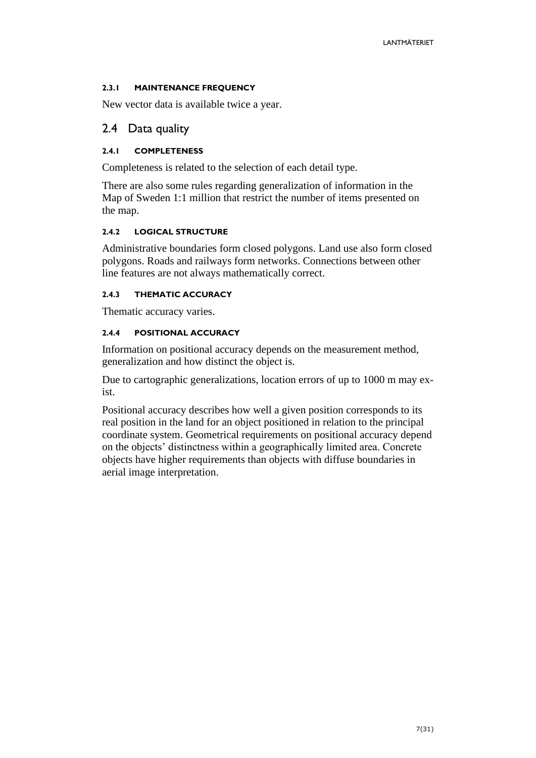#### 2.3.1 MAINTENANCE FREQUENCY

New vector data is available twice a year.

## 2.4 Data quality

#### 2.4.1 COMPLETENESS

Completeness is related to the selection of each detail type.

There are also some rules regarding generalization of information in the Map of Sweden 1:1 million that restrict the number of items presented on the map.

#### 2.4.2 LOGICAL STRUCTURE

Administrative boundaries form closed polygons. Land use also form closed polygons. Roads and railways form networks. Connections between other line features are not always mathematically correct.

#### 2.4.3 THEMATIC ACCURACY

Thematic accuracy varies.

#### 2.4.4 POSITIONAL ACCURACY

Information on positional accuracy depends on the measurement method, generalization and how distinct the object is.

Due to cartographic generalizations, location errors of up to 1000 m may exist.

Positional accuracy describes how well a given position corresponds to its real position in the land for an object positioned in relation to the principal coordinate system. Geometrical requirements on positional accuracy depend on the objects' distinctness within a geographically limited area. Concrete objects have higher requirements than objects with diffuse boundaries in aerial image interpretation.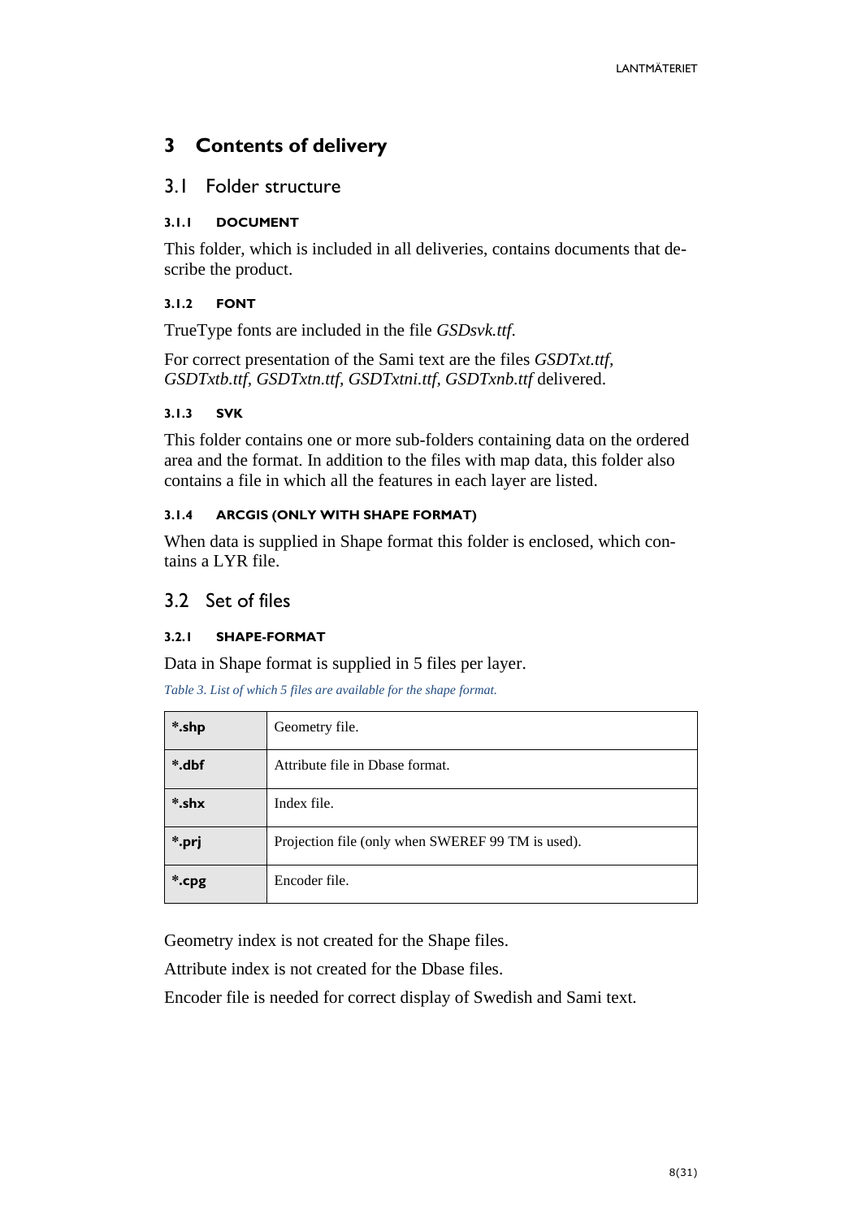# 3 Contents of delivery

## 3.1 Folder structure

#### 3.1.1 DOCUMENT

This folder, which is included in all deliveries, contains documents that describe the product.

#### 3.1.2 FONT

TrueType fonts are included in the file *GSDsvk.ttf*.

For correct presentation of the Sami text are the files *GSDTxt.ttf*, *GSDTxtb.ttf*, *GSDTxtn.ttf*, *GSDTxtni.ttf*, *GSDTxnb.ttf* delivered.

#### 3.1.3 SVK

This folder contains one or more sub-folders containing data on the ordered area and the format. In addition to the files with map data, this folder also contains a file in which all the features in each layer are listed.

#### 3.1.4 ARCGIS (ONLY WITH SHAPE FORMAT)

When data is supplied in Shape format this folder is enclosed, which contains a LYR file.

## 3.2 Set of files

#### 3.2.1 SHAPE-FORMAT

Data in Shape format is supplied in 5 files per layer.

*Table 3. List of which 5 files are available for the shape format.*

| | |
|---|---|
| **\*.shp** | Geometry file. |
| **\*.dbf** | Attribute file in Dbase format. |
| **\*.shx** | Index file. |
| **\*.prj** | Projection file (only when SWEREF 99 TM is used). |
| **\*.cpg** | Encoder file. |

Geometry index is not created for the Shape files.

Attribute index is not created for the Dbase files.

Encoder file is needed for correct display of Swedish and Sami text.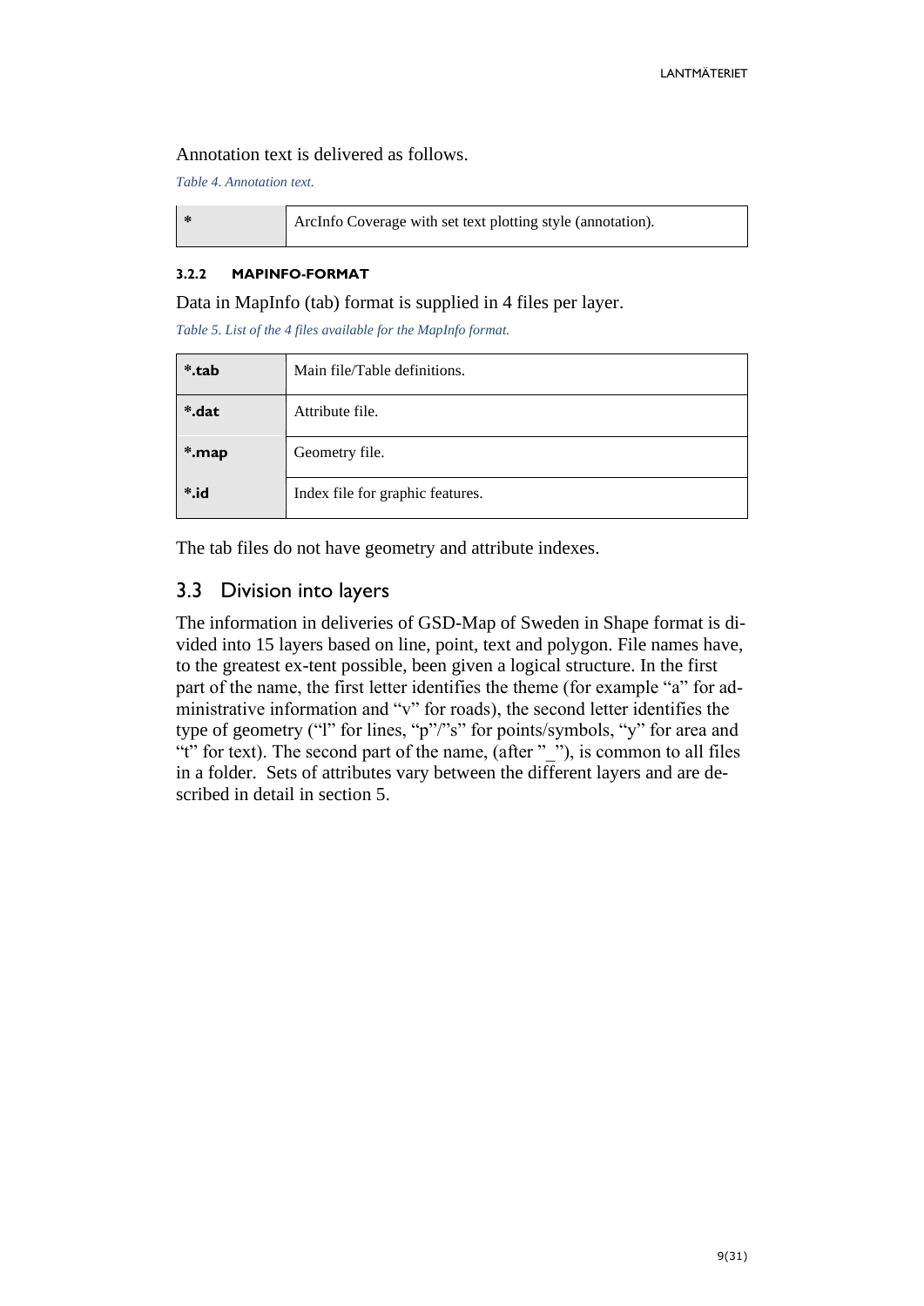Annotation text is delivered as follows.

*Table 4. Annotation text.*

| * | ArcInfo Coverage with set text plotting style (annotation). |
|---|---|

#### 3.2.2 MAPINFO-FORMAT

Data in MapInfo (tab) format is supplied in 4 files per layer.

*Table 5. List of the 4 files available for the MapInfo format.*

| **\*.tab** | Main file/Table definitions. |
|---|---|
| **\*.dat** | Attribute file. |
| **\*.map** | Geometry file. |
| **\*.id** | Index file for graphic features. |

The tab files do not have geometry and attribute indexes.

## 3.3 Division into layers

The information in deliveries of GSD-Map of Sweden in Shape format is divided into 15 layers based on line, point, text and polygon. File names have, to the greatest ex-tent possible, been given a logical structure. In the first part of the name, the first letter identifies the theme (for example "a" for administrative information and "v" for roads), the second letter identifies the type of geometry ("l" for lines, "p"/"s" for points/symbols, "y" for area and "t" for text). The second part of the name, (after "_"), is common to all files in a folder. Sets of attributes vary between the different layers and are described in detail in section 5.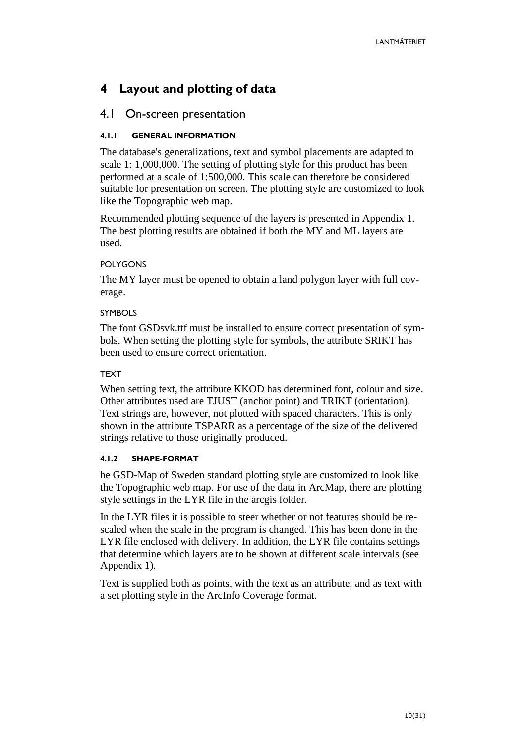# 4 Layout and plotting of data

## 4.1 On-screen presentation

### 4.1.1 GENERAL INFORMATION

The database's generalizations, text and symbol placements are adapted to scale 1: 1,000,000. The setting of plotting style for this product has been performed at a scale of 1:500,000. This scale can therefore be considered suitable for presentation on screen. The plotting style are customized to look like the Topographic web map.

Recommended plotting sequence of the layers is presented in Appendix 1. The best plotting results are obtained if both the MY and ML layers are used.

POLYGONS

The MY layer must be opened to obtain a land polygon layer with full coverage.

SYMBOLS

The font GSDsvk.ttf must be installed to ensure correct presentation of symbols. When setting the plotting style for symbols, the attribute SRIKT has been used to ensure correct orientation.

TEXT

When setting text, the attribute KKOD has determined font, colour and size. Other attributes used are TJUST (anchor point) and TRIKT (orientation). Text strings are, however, not plotted with spaced characters. This is only shown in the attribute TSPARR as a percentage of the size of the delivered strings relative to those originally produced.

### 4.1.2 SHAPE-FORMAT

he GSD-Map of Sweden standard plotting style are customized to look like the Topographic web map. For use of the data in ArcMap, there are plotting style settings in the LYR file in the arcgis folder.

In the LYR files it is possible to steer whether or not features should be rescaled when the scale in the program is changed. This has been done in the LYR file enclosed with delivery. In addition, the LYR file contains settings that determine which layers are to be shown at different scale intervals (see Appendix 1).

Text is supplied both as points, with the text as an attribute, and as text with a set plotting style in the ArcInfo Coverage format.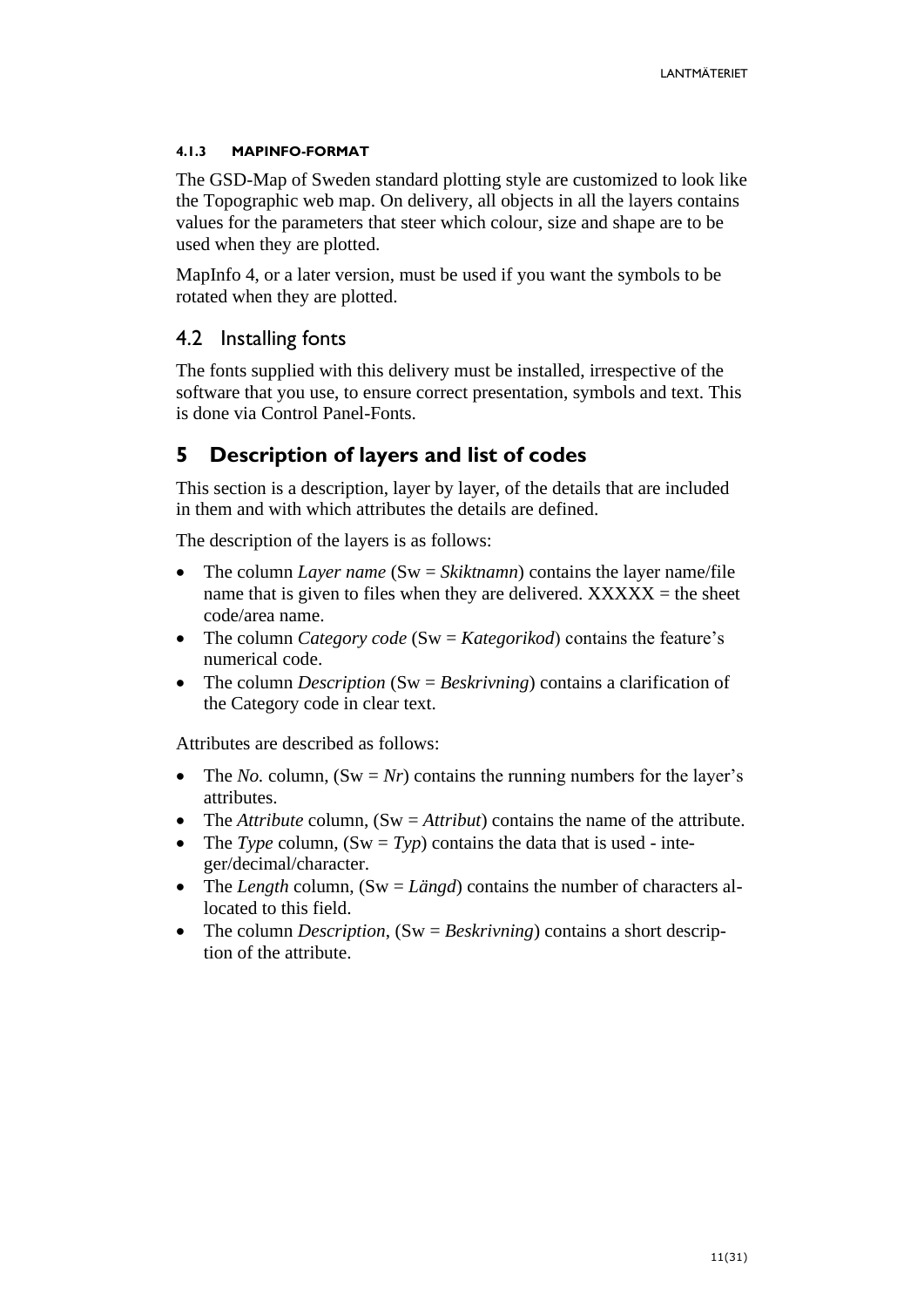#### 4.1.3 MAPINFO-FORMAT

The GSD-Map of Sweden standard plotting style are customized to look like the Topographic web map. On delivery, all objects in all the layers contains values for the parameters that steer which colour, size and shape are to be used when they are plotted.

MapInfo 4, or a later version, must be used if you want the symbols to be rotated when they are plotted.

## 4.2 Installing fonts

The fonts supplied with this delivery must be installed, irrespective of the software that you use, to ensure correct presentation, symbols and text. This is done via Control Panel-Fonts.

# 5 Description of layers and list of codes

This section is a description, layer by layer, of the details that are included in them and with which attributes the details are defined.

The description of the layers is as follows:

- The column *Layer name* (Sw = *Skiktnamn*) contains the layer name/file name that is given to files when they are delivered. XXXXX = the sheet code/area name.
- The column *Category code* (Sw = *Kategorikod*) contains the feature's numerical code.
- The column *Description* (Sw = *Beskrivning*) contains a clarification of the Category code in clear text.

Attributes are described as follows:

- The *No.* column, (Sw = *Nr*) contains the running numbers for the layer's attributes.
- The *Attribute* column, (Sw = *Attribut*) contains the name of the attribute.
- The *Type* column, (Sw = *Typ*) contains the data that is used - integer/decimal/character.
- The *Length* column, (Sw = *Längd*) contains the number of characters allocated to this field.
- The column *Description*, (Sw = *Beskrivning*) contains a short description of the attribute.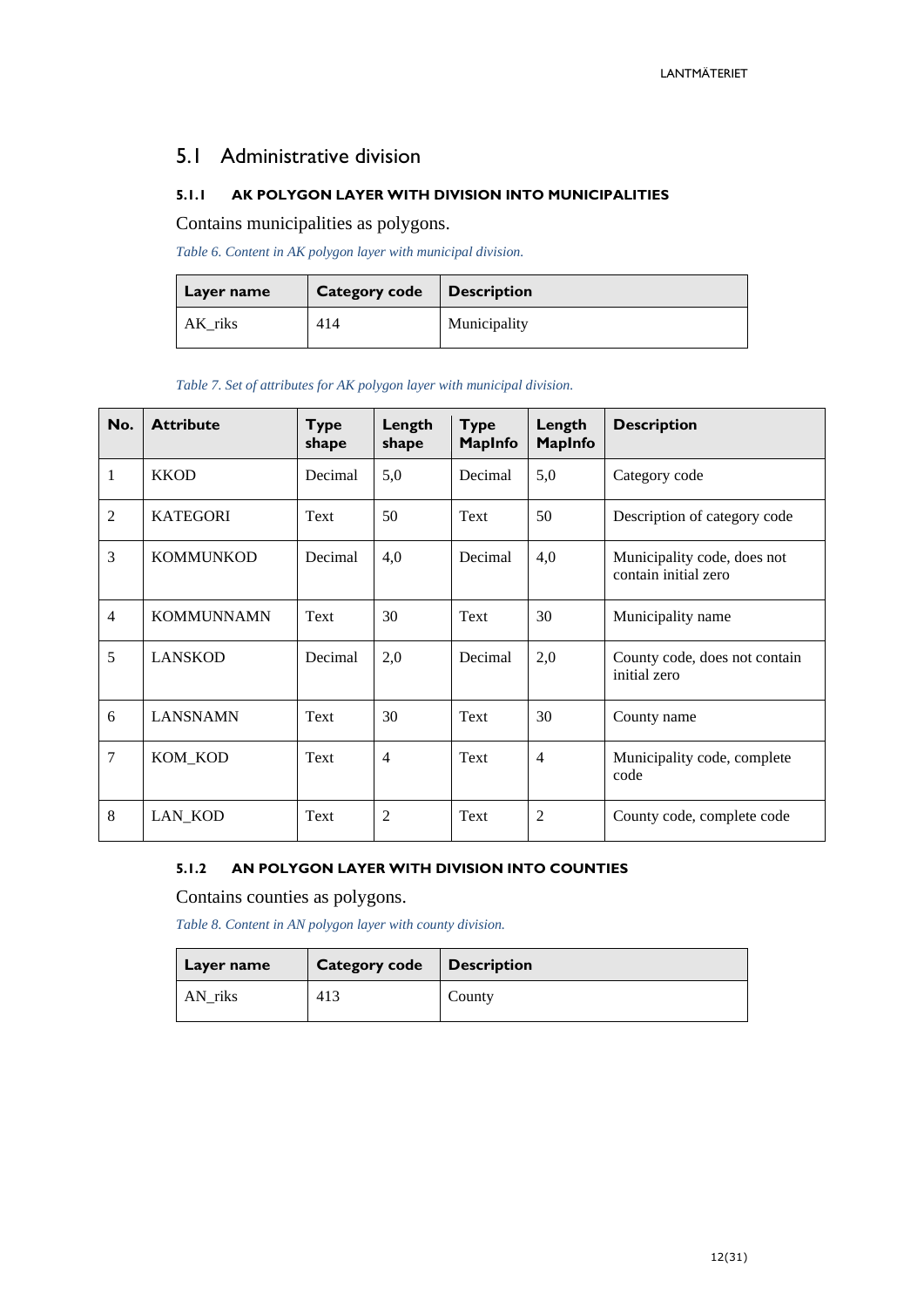## 5.1 Administrative division

### 5.1.1 AK POLYGON LAYER WITH DIVISION INTO MUNICIPALITIES

Contains municipalities as polygons.

*Table 6. Content in AK polygon layer with municipal division.*

| Layer name | Category code | Description |
|---|---|---|
| AK_riks | 414 | Municipality |

*Table 7. Set of attributes for AK polygon layer with municipal division.*

| No. | Attribute | Type shape | Length shape | Type MapInfo | Length MapInfo | Description |
|---|---|---|---|---|---|---|
| 1 | KKOD | Decimal | 5,0 | Decimal | 5,0 | Category code |
| 2 | KATEGORI | Text | 50 | Text | 50 | Description of category code |
| 3 | KOMMUNKOD | Decimal | 4,0 | Decimal | 4,0 | Municipality code, does not contain initial zero |
| 4 | KOMMUNNAMN | Text | 30 | Text | 30 | Municipality name |
| 5 | LANSKOD | Decimal | 2,0 | Decimal | 2,0 | County code, does not contain initial zero |
| 6 | LANSNAMN | Text | 30 | Text | 30 | County name |
| 7 | KOM_KOD | Text | 4 | Text | 4 | Municipality code, complete code |
| 8 | LAN_KOD | Text | 2 | Text | 2 | County code, complete code |

### 5.1.2 AN POLYGON LAYER WITH DIVISION INTO COUNTIES

Contains counties as polygons.

*Table 8. Content in AN polygon layer with county division.*

| Layer name | Category code | Description |
|---|---|---|
| AN_riks | 413 | County |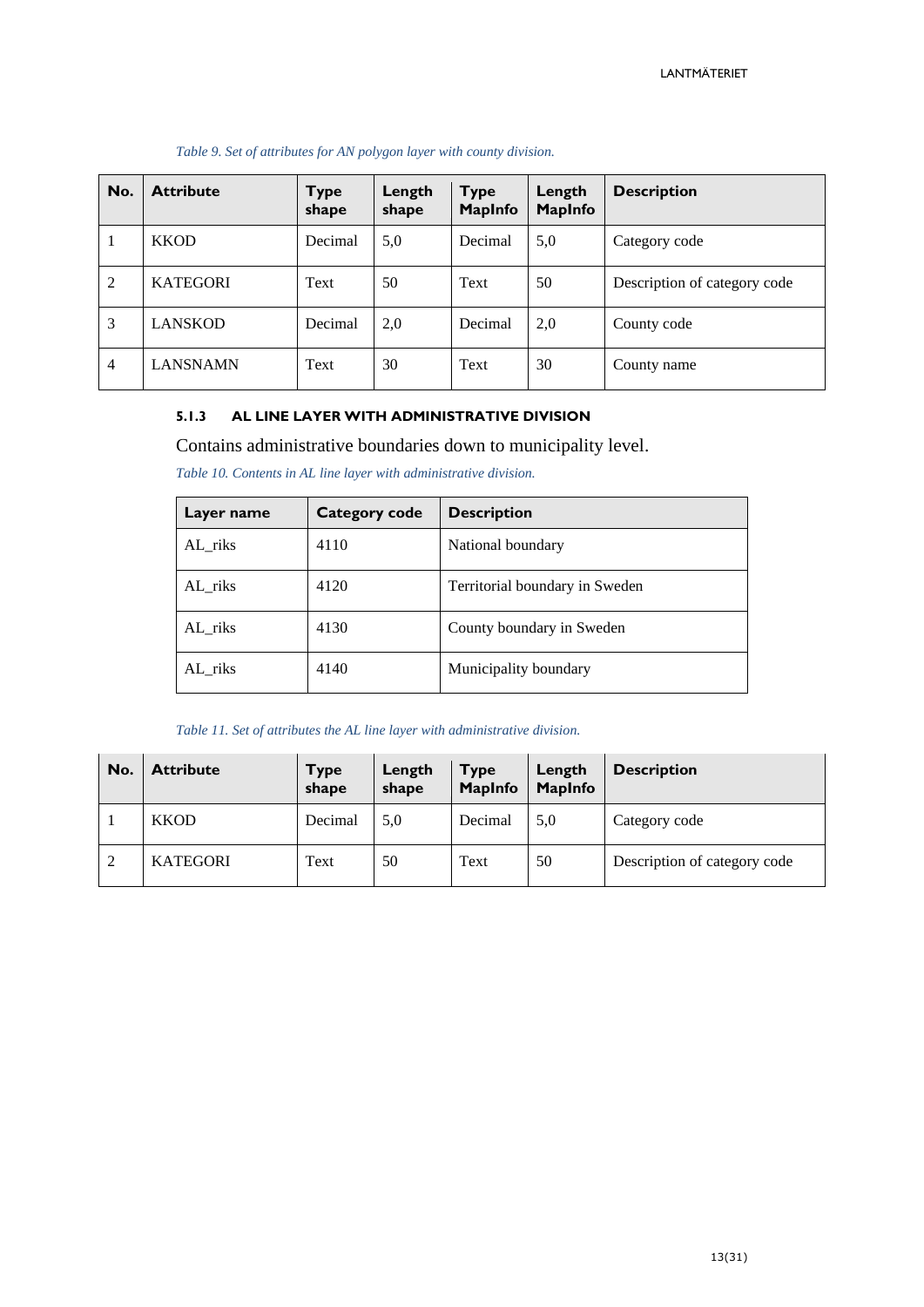*Table 9. Set of attributes for AN polygon layer with county division.*

| No. | Attribute | Type shape | Length shape | Type MapInfo | Length MapInfo | Description |
|---|---|---|---|---|---|---|
| 1 | KKOD | Decimal | 5,0 | Decimal | 5,0 | Category code |
| 2 | KATEGORI | Text | 50 | Text | 50 | Description of category code |
| 3 | LANSKOD | Decimal | 2,0 | Decimal | 2,0 | County code |
| 4 | LANSNAMN | Text | 30 | Text | 30 | County name |

#### 5.1.3 AL LINE LAYER WITH ADMINISTRATIVE DIVISION

Contains administrative boundaries down to municipality level.

*Table 10. Contents in AL line layer with administrative division.*

| Layer name | Category code | Description |
|---|---|---|
| AL_riks | 4110 | National boundary |
| AL_riks | 4120 | Territorial boundary in Sweden |
| AL_riks | 4130 | County boundary in Sweden |
| AL_riks | 4140 | Municipality boundary |

*Table 11. Set of attributes the AL line layer with administrative division.*

| No. | Attribute | Type shape | Length shape | Type MapInfo | Length MapInfo | Description |
|---|---|---|---|---|---|---|
| 1 | KKOD | Decimal | 5,0 | Decimal | 5,0 | Category code |
| 2 | KATEGORI | Text | 50 | Text | 50 | Description of category code |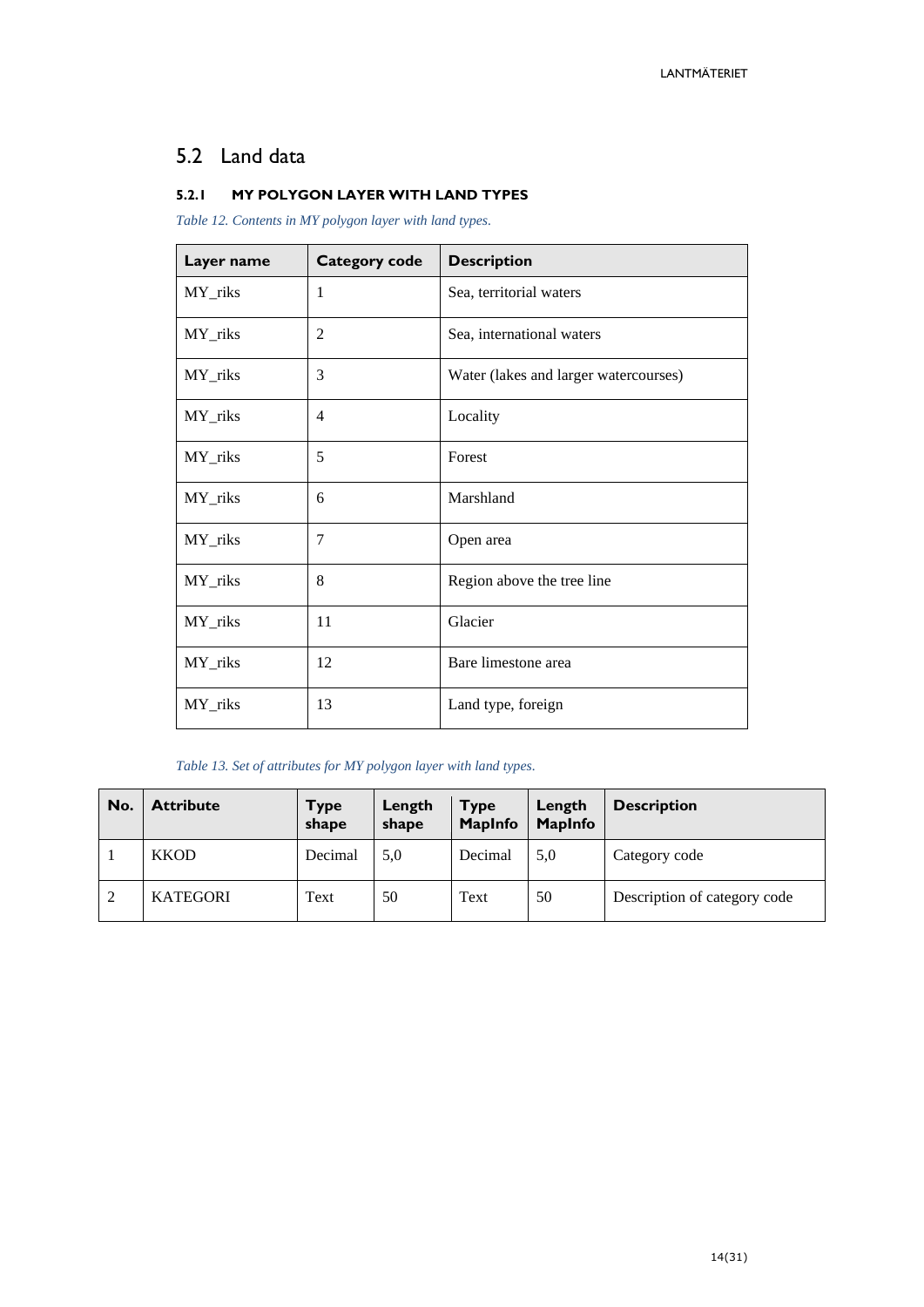## 5.2 Land data

### 5.2.1 MY POLYGON LAYER WITH LAND TYPES

*Table 12. Contents in MY polygon layer with land types.*

| Layer name | Category code | Description |
|---|---|---|
| MY_riks | 1 | Sea, territorial waters |
| MY_riks | 2 | Sea, international waters |
| MY_riks | 3 | Water (lakes and larger watercourses) |
| MY_riks | 4 | Locality |
| MY_riks | 5 | Forest |
| MY_riks | 6 | Marshland |
| MY_riks | 7 | Open area |
| MY_riks | 8 | Region above the tree line |
| MY_riks | 11 | Glacier |
| MY_riks | 12 | Bare limestone area |
| MY_riks | 13 | Land type, foreign |

*Table 13. Set of attributes for MY polygon layer with land types.*

| No. | Attribute | Type shape | Length shape | Type MapInfo | Length MapInfo | Description |
|---|---|---|---|---|---|---|
| 1 | KKOD | Decimal | 5,0 | Decimal | 5,0 | Category code |
| 2 | KATEGORI | Text | 50 | Text | 50 | Description of category code |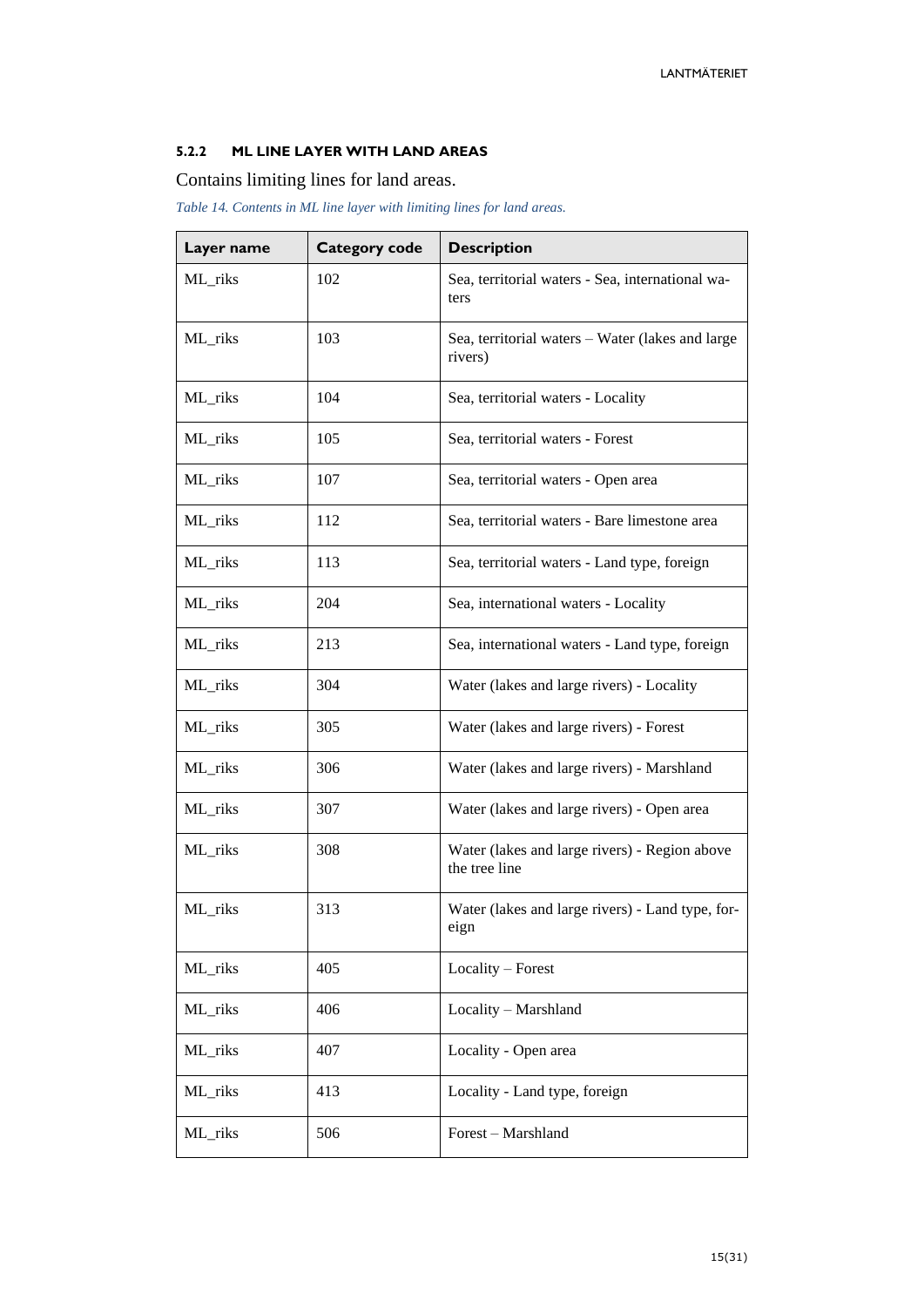#### 5.2.2 ML LINE LAYER WITH LAND AREAS

Contains limiting lines for land areas.

*Table 14. Contents in ML line layer with limiting lines for land areas.*

| Layer name | Category code | Description |
|---|---|---|
| ML_riks | 102 | Sea, territorial waters - Sea, international waters |
| ML_riks | 103 | Sea, territorial waters – Water (lakes and large rivers) |
| ML_riks | 104 | Sea, territorial waters - Locality |
| ML_riks | 105 | Sea, territorial waters - Forest |
| ML_riks | 107 | Sea, territorial waters - Open area |
| ML_riks | 112 | Sea, territorial waters - Bare limestone area |
| ML_riks | 113 | Sea, territorial waters - Land type, foreign |
| ML_riks | 204 | Sea, international waters - Locality |
| ML_riks | 213 | Sea, international waters - Land type, foreign |
| ML_riks | 304 | Water (lakes and large rivers) - Locality |
| ML_riks | 305 | Water (lakes and large rivers) - Forest |
| ML_riks | 306 | Water (lakes and large rivers) - Marshland |
| ML_riks | 307 | Water (lakes and large rivers) - Open area |
| ML_riks | 308 | Water (lakes and large rivers) - Region above the tree line |
| ML_riks | 313 | Water (lakes and large rivers) - Land type, foreign |
| ML_riks | 405 | Locality – Forest |
| ML_riks | 406 | Locality – Marshland |
| ML_riks | 407 | Locality - Open area |
| ML_riks | 413 | Locality - Land type, foreign |
| ML_riks | 506 | Forest – Marshland |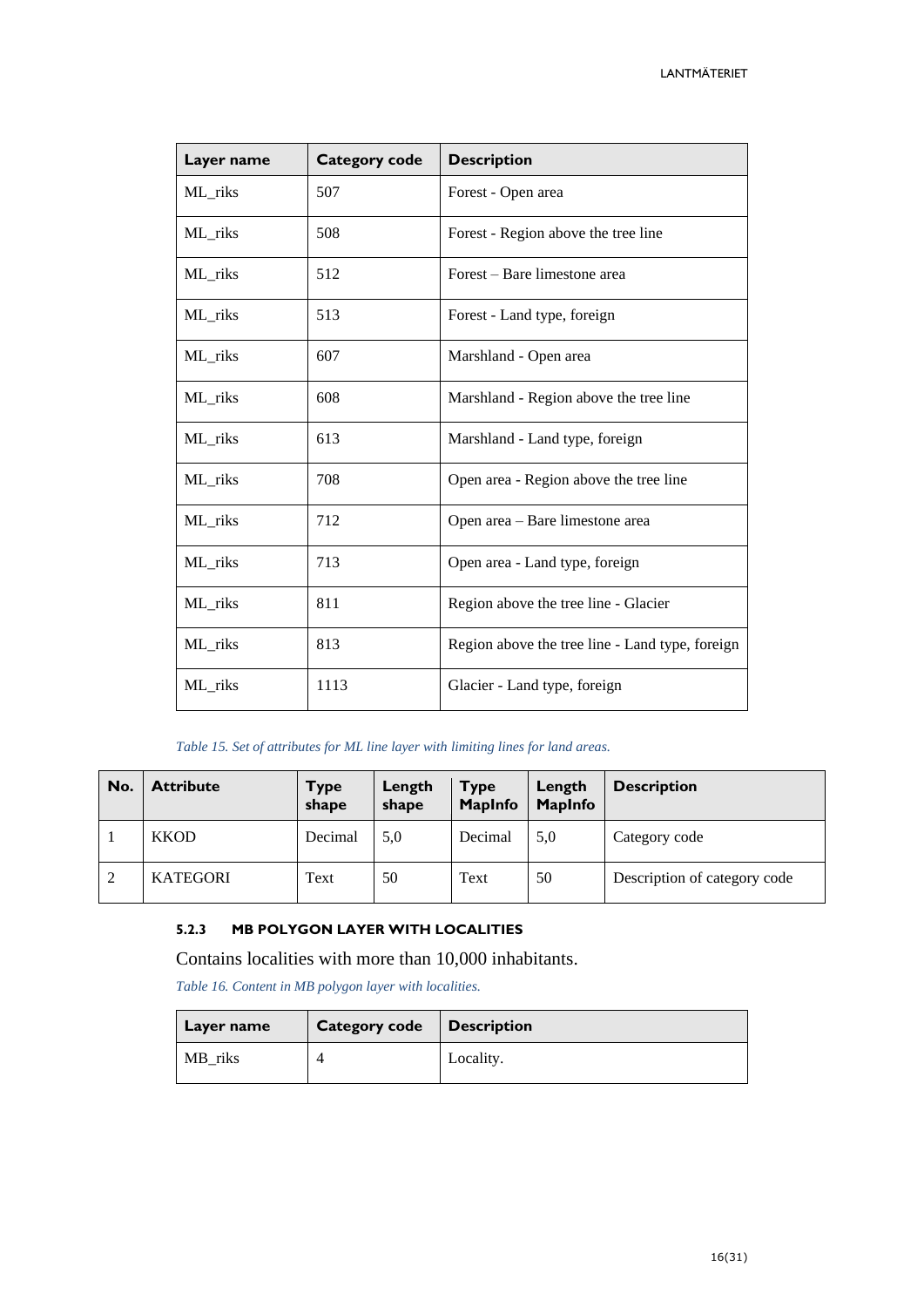| Layer name | Category code | Description |
|---|---|---|
| ML_riks | 507 | Forest - Open area |
| ML_riks | 508 | Forest - Region above the tree line |
| ML_riks | 512 | Forest – Bare limestone area |
| ML_riks | 513 | Forest - Land type, foreign |
| ML_riks | 607 | Marshland - Open area |
| ML_riks | 608 | Marshland - Region above the tree line |
| ML_riks | 613 | Marshland - Land type, foreign |
| ML_riks | 708 | Open area - Region above the tree line |
| ML_riks | 712 | Open area – Bare limestone area |
| ML_riks | 713 | Open area - Land type, foreign |
| ML_riks | 811 | Region above the tree line - Glacier |
| ML_riks | 813 | Region above the tree line - Land type, foreign |
| ML_riks | 1113 | Glacier - Land type, foreign |

*Table 15. Set of attributes for ML line layer with limiting lines for land areas.*

| No. | Attribute | Type shape | Length shape | Type MapInfo | Length MapInfo | Description |
|---|---|---|---|---|---|---|
| 1 | KKOD | Decimal | 5,0 | Decimal | 5,0 | Category code |
| 2 | KATEGORI | Text | 50 | Text | 50 | Description of category code |

#### 5.2.3 MB POLYGON LAYER WITH LOCALITIES

Contains localities with more than 10,000 inhabitants.

*Table 16. Content in MB polygon layer with localities.*

| Layer name | Category code | Description |
|---|---|---|
| MB_riks | 4 | Locality. |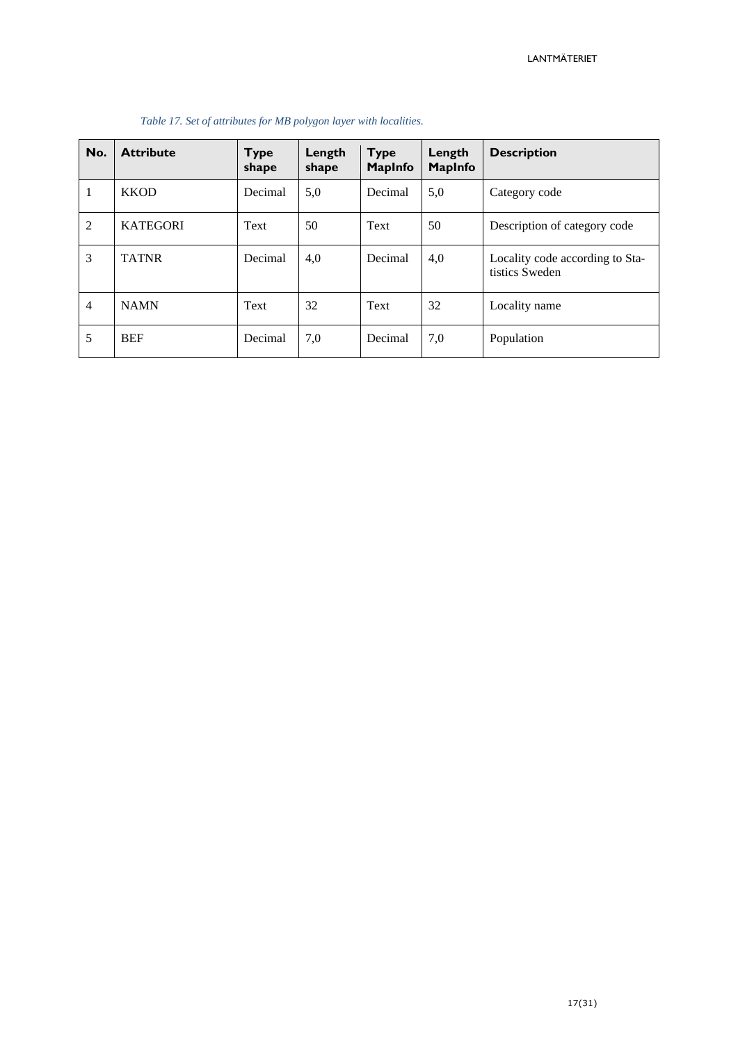*Table 17. Set of attributes for MB polygon layer with localities.*

| No. | Attribute | Type shape | Length shape | Type MapInfo | Length MapInfo | Description |
|---|---|---|---|---|---|---|
| 1 | KKOD | Decimal | 5,0 | Decimal | 5,0 | Category code |
| 2 | KATEGORI | Text | 50 | Text | 50 | Description of category code |
| 3 | TATNR | Decimal | 4,0 | Decimal | 4,0 | Locality code according to Statistics Sweden |
| 4 | NAMN | Text | 32 | Text | 32 | Locality name |
| 5 | BEF | Decimal | 7,0 | Decimal | 7,0 | Population |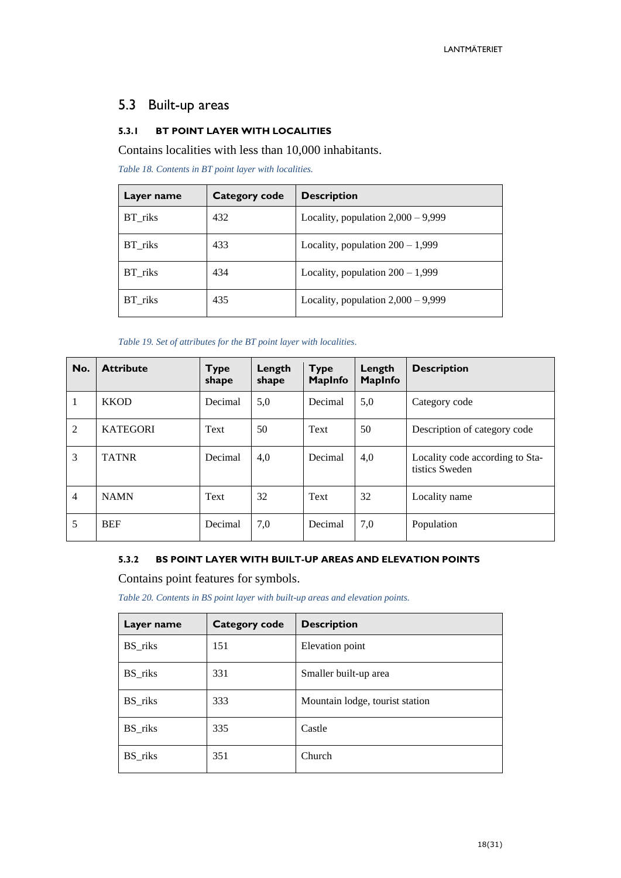## 5.3 Built-up areas

### 5.3.1 BT POINT LAYER WITH LOCALITIES

Contains localities with less than 10,000 inhabitants.

*Table 18. Contents in BT point layer with localities.*

| Layer name | Category code | Description |
|---|---|---|
| BT_riks | 432 | Locality, population 2,000 – 9,999 |
| BT_riks | 433 | Locality, population 200 – 1,999 |
| BT_riks | 434 | Locality, population 200 – 1,999 |
| BT_riks | 435 | Locality, population 2,000 – 9,999 |

*Table 19. Set of attributes for the BT point layer with localities.*

| No. | Attribute | Type shape | Length shape | Type MapInfo | Length MapInfo | Description |
|---|---|---|---|---|---|---|
| 1 | KKOD | Decimal | 5,0 | Decimal | 5,0 | Category code |
| 2 | KATEGORI | Text | 50 | Text | 50 | Description of category code |
| 3 | TATNR | Decimal | 4,0 | Decimal | 4,0 | Locality code according to Statistics Sweden |
| 4 | NAMN | Text | 32 | Text | 32 | Locality name |
| 5 | BEF | Decimal | 7,0 | Decimal | 7,0 | Population |

### 5.3.2 BS POINT LAYER WITH BUILT-UP AREAS AND ELEVATION POINTS

Contains point features for symbols.

*Table 20. Contents in BS point layer with built-up areas and elevation points.*

| Layer name | Category code | Description |
|---|---|---|
| BS_riks | 151 | Elevation point |
| BS_riks | 331 | Smaller built-up area |
| BS_riks | 333 | Mountain lodge, tourist station |
| BS_riks | 335 | Castle |
| BS_riks | 351 | Church |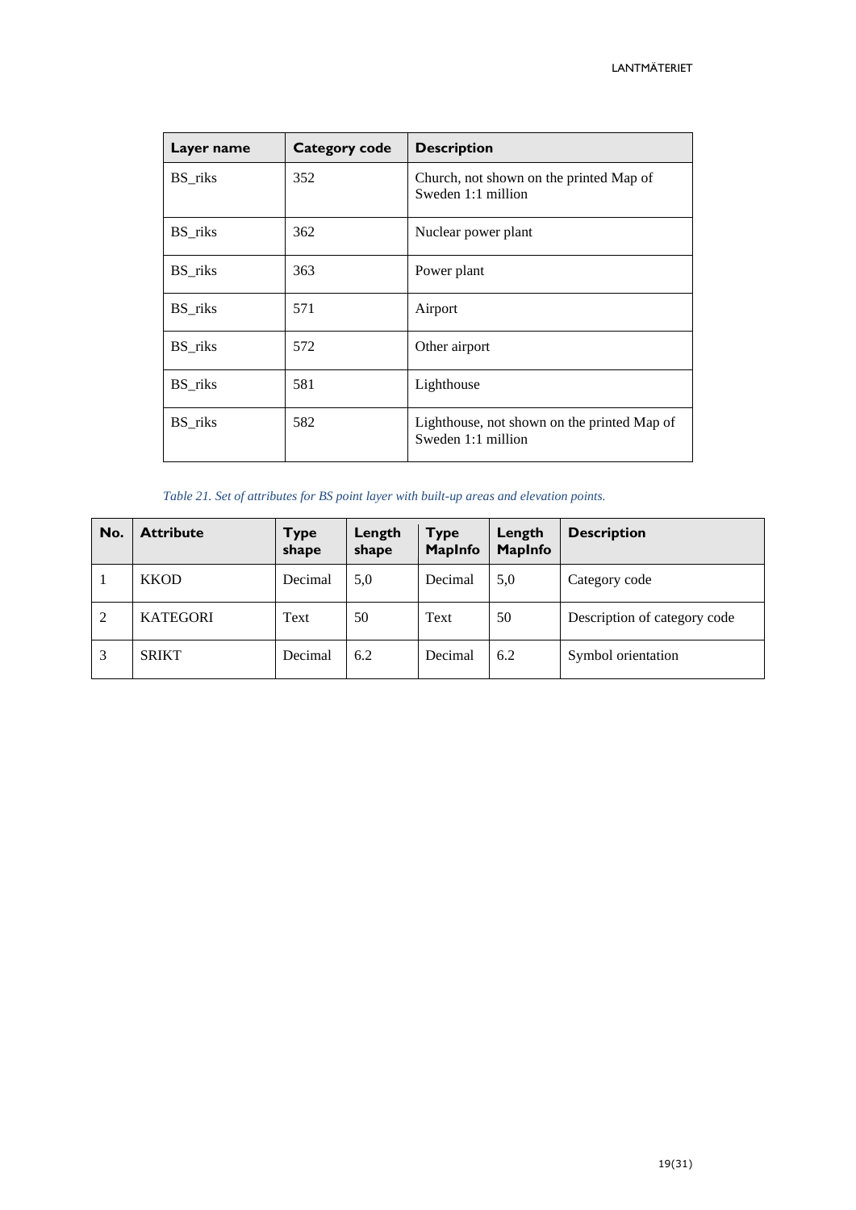| Layer name | Category code | Description |
|---|---|---|
| BS_riks | 352 | Church, not shown on the printed Map of Sweden 1:1 million |
| BS_riks | 362 | Nuclear power plant |
| BS_riks | 363 | Power plant |
| BS_riks | 571 | Airport |
| BS_riks | 572 | Other airport |
| BS_riks | 581 | Lighthouse |
| BS_riks | 582 | Lighthouse, not shown on the printed Map of Sweden 1:1 million |

*Table 21. Set of attributes for BS point layer with built-up areas and elevation points.*

| No. | Attribute | Type shape | Length shape | Type MapInfo | Length MapInfo | Description |
|---|---|---|---|---|---|---|
| 1 | KKOD | Decimal | 5,0 | Decimal | 5,0 | Category code |
| 2 | KATEGORI | Text | 50 | Text | 50 | Description of category code |
| 3 | SRIKT | Decimal | 6.2 | Decimal | 6.2 | Symbol orientation |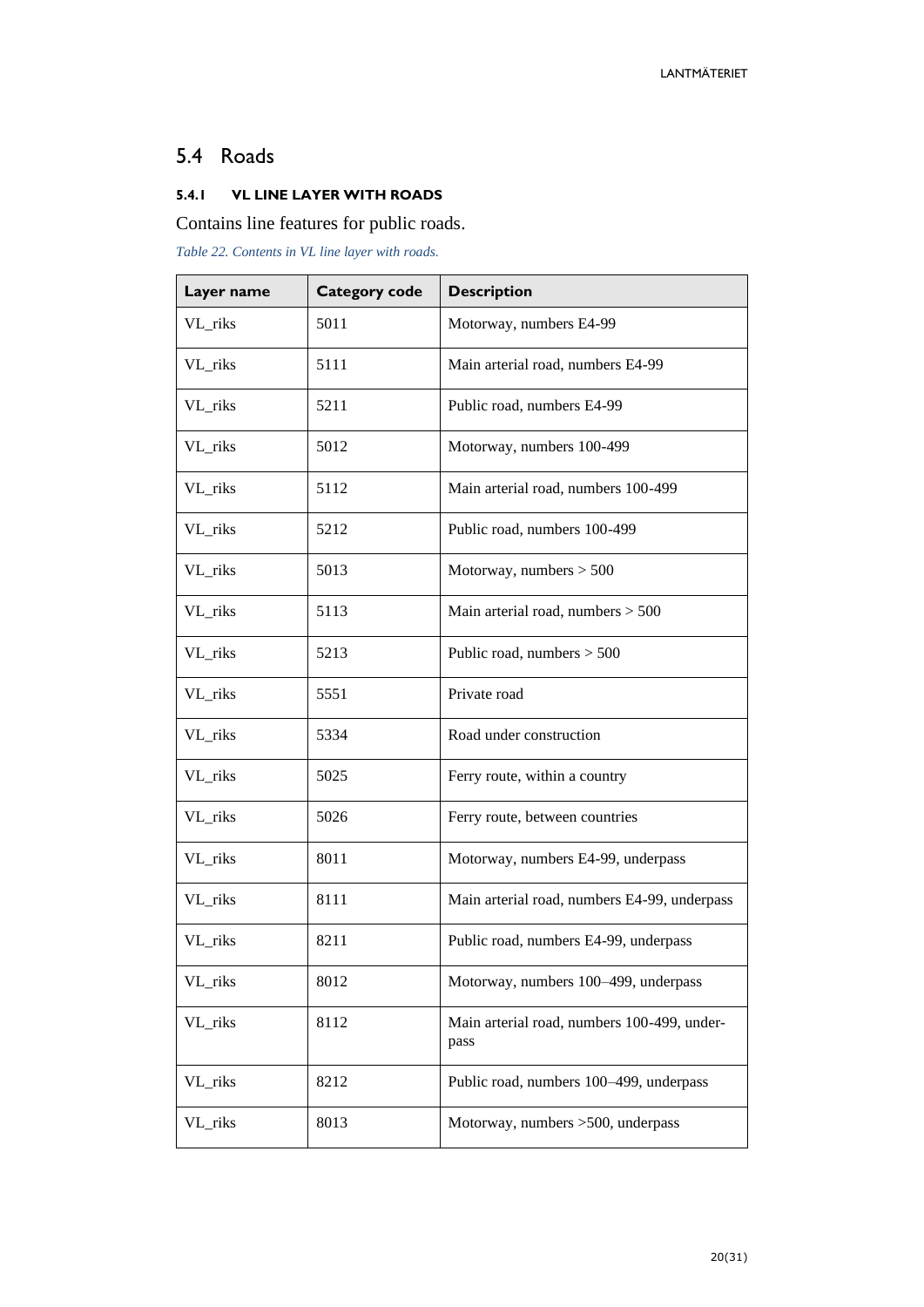## 5.4 Roads

### 5.4.1 VL LINE LAYER WITH ROADS

Contains line features for public roads.

*Table 22. Contents in VL line layer with roads.*

| Layer name | Category code | Description |
|---|---|---|
| VL_riks | 5011 | Motorway, numbers E4-99 |
| VL_riks | 5111 | Main arterial road, numbers E4-99 |
| VL_riks | 5211 | Public road, numbers E4-99 |
| VL_riks | 5012 | Motorway, numbers 100-499 |
| VL_riks | 5112 | Main arterial road, numbers 100-499 |
| VL_riks | 5212 | Public road, numbers 100-499 |
| VL_riks | 5013 | Motorway, numbers > 500 |
| VL_riks | 5113 | Main arterial road, numbers > 500 |
| VL_riks | 5213 | Public road, numbers > 500 |
| VL_riks | 5551 | Private road |
| VL_riks | 5334 | Road under construction |
| VL_riks | 5025 | Ferry route, within a country |
| VL_riks | 5026 | Ferry route, between countries |
| VL_riks | 8011 | Motorway, numbers E4-99, underpass |
| VL_riks | 8111 | Main arterial road, numbers E4-99, underpass |
| VL_riks | 8211 | Public road, numbers E4-99, underpass |
| VL_riks | 8012 | Motorway, numbers 100–499, underpass |
| VL_riks | 8112 | Main arterial road, numbers 100-499, underpass |
| VL_riks | 8212 | Public road, numbers 100–499, underpass |
| VL_riks | 8013 | Motorway, numbers >500, underpass |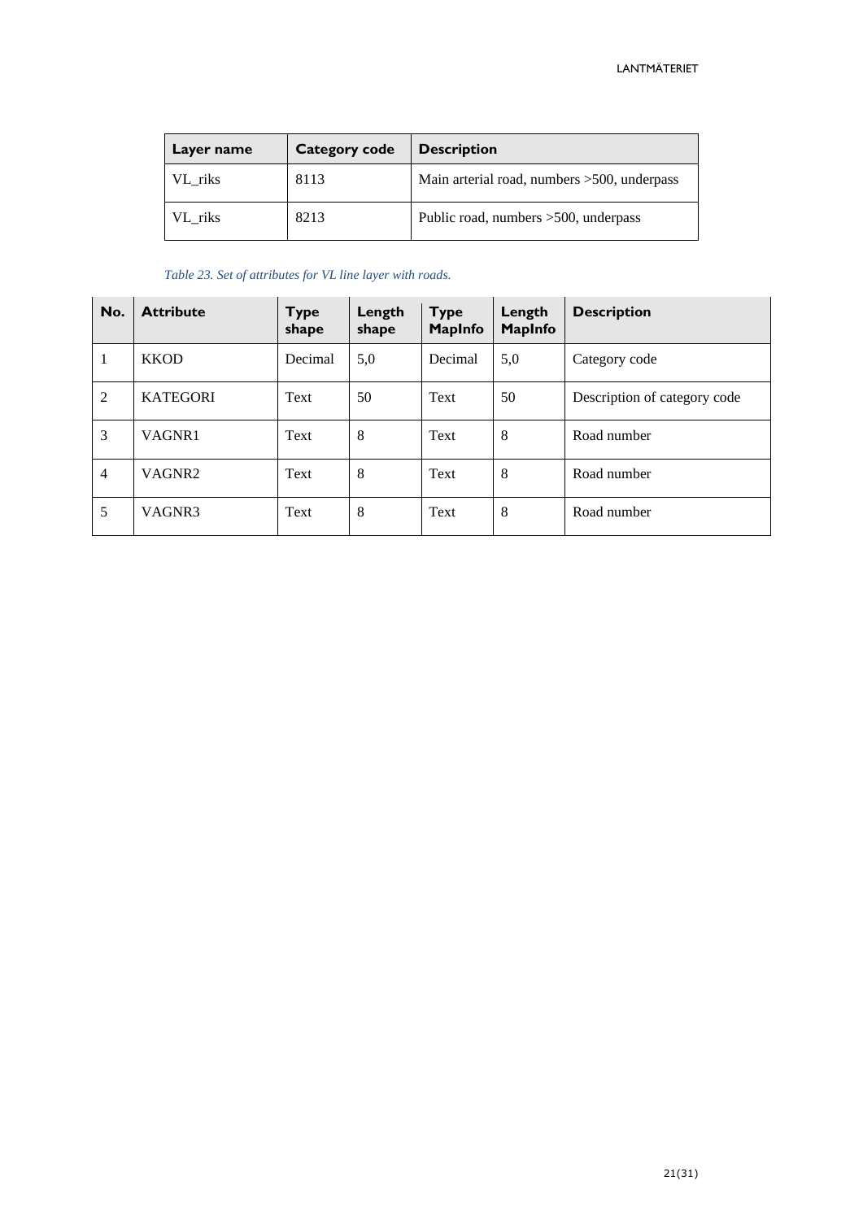| Layer name | Category code | Description |
|---|---|---|
| VL_riks | 8113 | Main arterial road, numbers >500, underpass |
| VL_riks | 8213 | Public road, numbers >500, underpass |

*Table 23. Set of attributes for VL line layer with roads.*

| No. | Attribute | Type shape | Length shape | Type MapInfo | Length MapInfo | Description |
|---|---|---|---|---|---|---|
| 1 | KKOD | Decimal | 5,0 | Decimal | 5,0 | Category code |
| 2 | KATEGORI | Text | 50 | Text | 50 | Description of category code |
| 3 | VAGNR1 | Text | 8 | Text | 8 | Road number |
| 4 | VAGNR2 | Text | 8 | Text | 8 | Road number |
| 5 | VAGNR3 | Text | 8 | Text | 8 | Road number |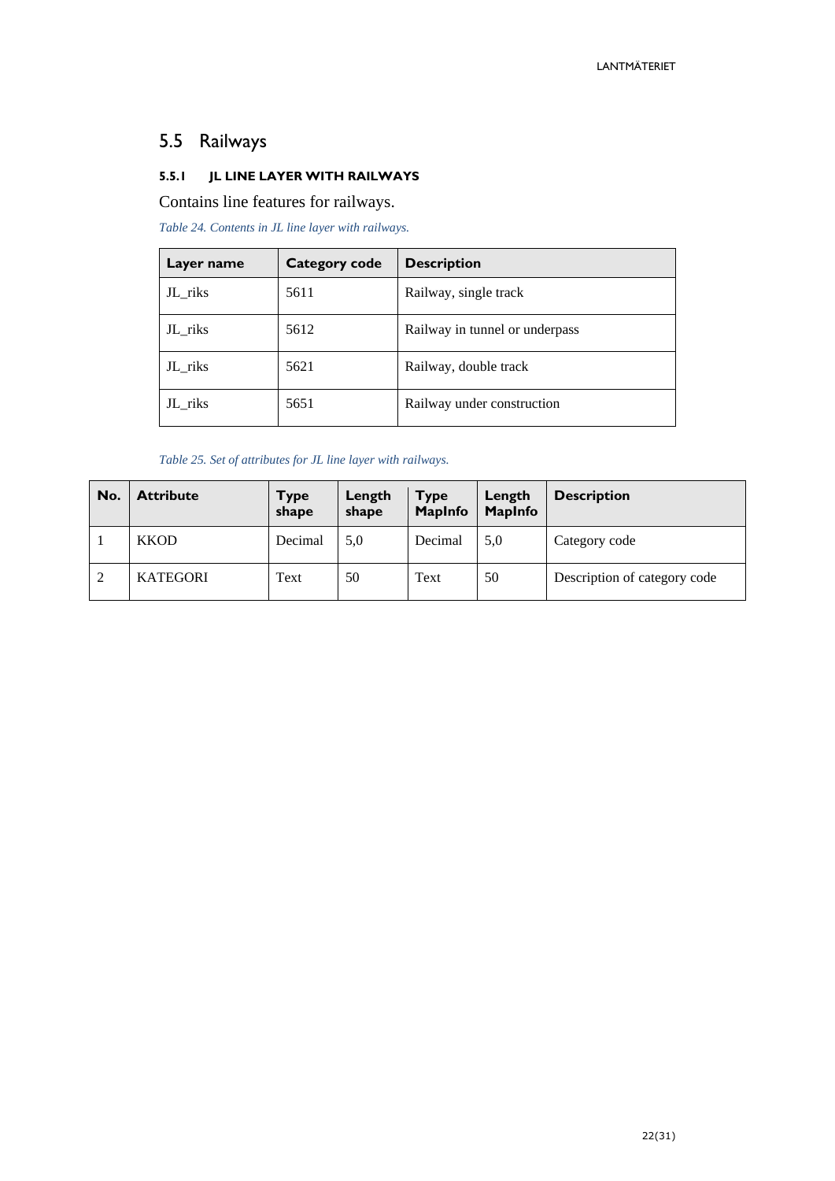## 5.5 Railways

### 5.5.1 JL LINE LAYER WITH RAILWAYS

Contains line features for railways.

*Table 24. Contents in JL line layer with railways.*

| Layer name | Category code | Description |
|---|---|---|
| JL_riks | 5611 | Railway, single track |
| JL_riks | 5612 | Railway in tunnel or underpass |
| JL_riks | 5621 | Railway, double track |
| JL_riks | 5651 | Railway under construction |

*Table 25. Set of attributes for JL line layer with railways.*

| No. | Attribute | Type shape | Length shape | Type MapInfo | Length MapInfo | Description |
|---|---|---|---|---|---|---|
| 1 | KKOD | Decimal | 5,0 | Decimal | 5,0 | Category code |
| 2 | KATEGORI | Text | 50 | Text | 50 | Description of category code |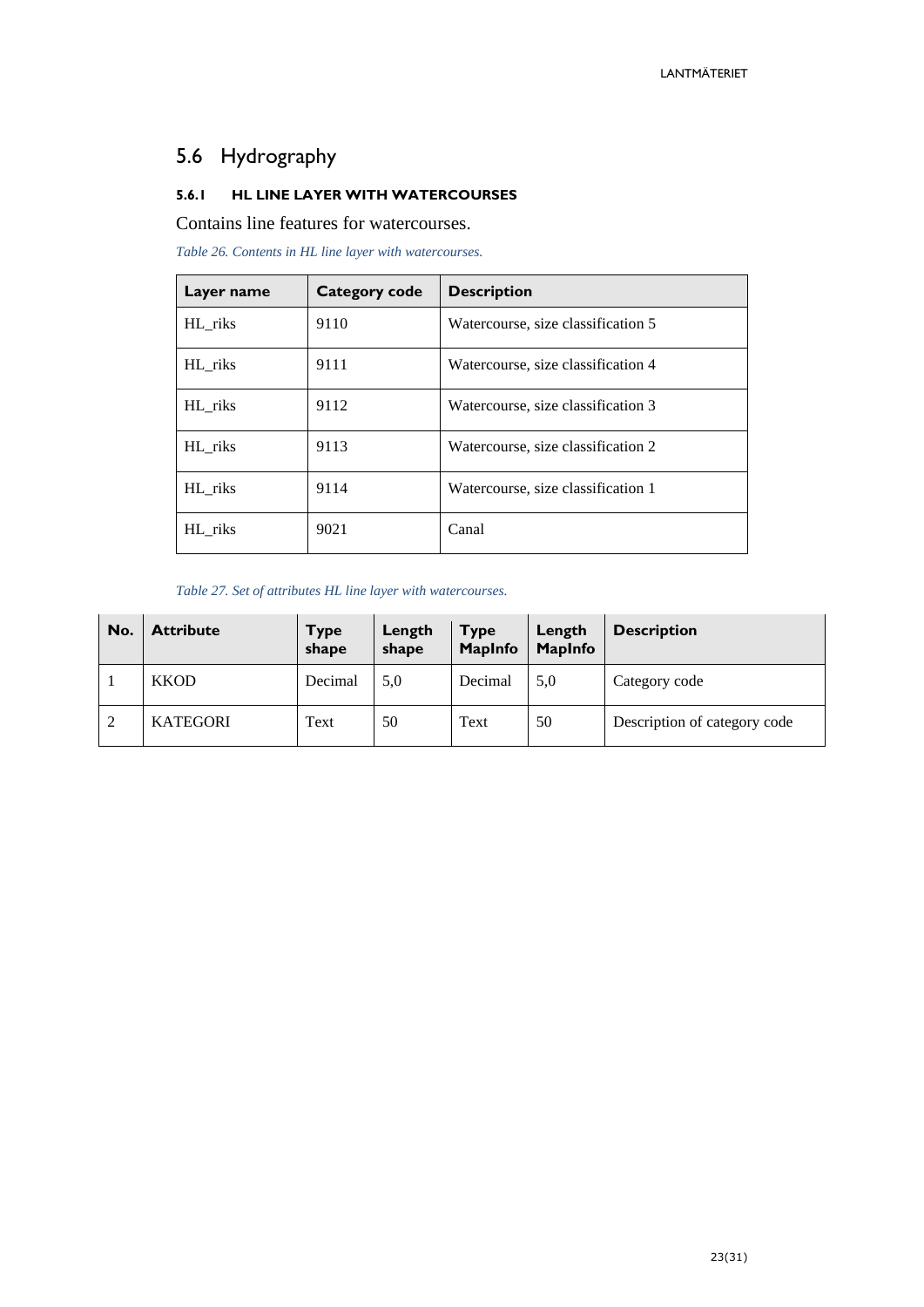## 5.6 Hydrography

#### 5.6.1 HL LINE LAYER WITH WATERCOURSES

Contains line features for watercourses.

*Table 26. Contents in HL line layer with watercourses.*

| Layer name | Category code | Description |
|---|---|---|
| HL_riks | 9110 | Watercourse, size classification 5 |
| HL_riks | 9111 | Watercourse, size classification 4 |
| HL_riks | 9112 | Watercourse, size classification 3 |
| HL_riks | 9113 | Watercourse, size classification 2 |
| HL_riks | 9114 | Watercourse, size classification 1 |
| HL_riks | 9021 | Canal |

*Table 27. Set of attributes HL line layer with watercourses.*

| No. | Attribute | Type shape | Length shape | Type MapInfo | Length MapInfo | Description |
|---|---|---|---|---|---|---|
| 1 | KKOD | Decimal | 5,0 | Decimal | 5,0 | Category code |
| 2 | KATEGORI | Text | 50 | Text | 50 | Description of category code |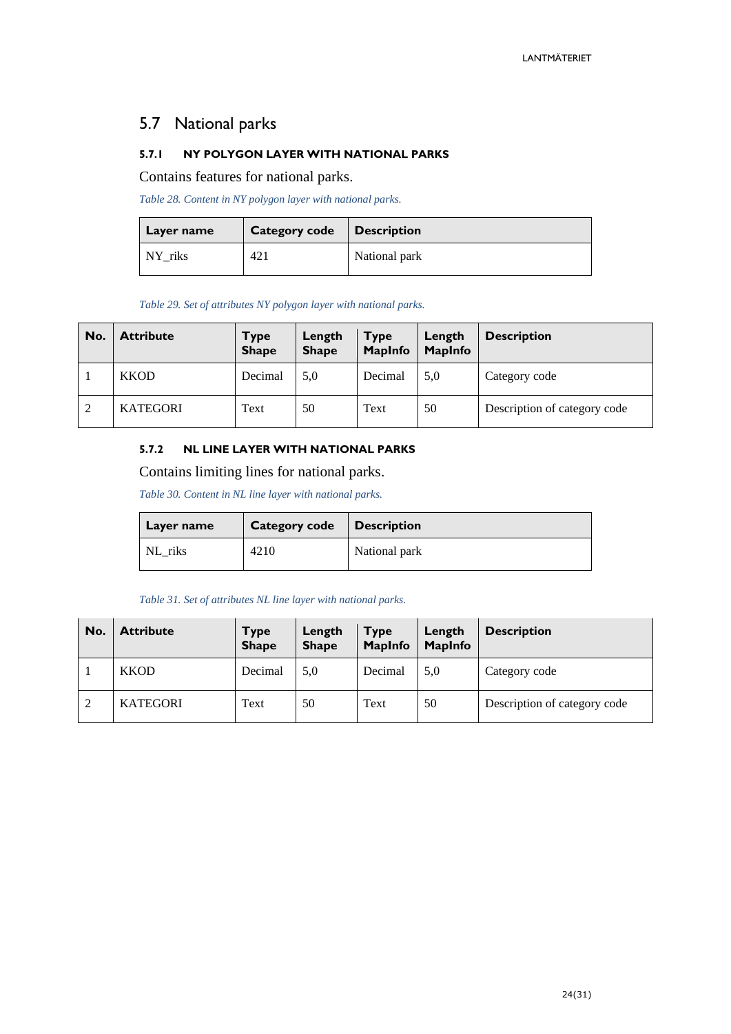## 5.7 National parks

### 5.7.1 NY POLYGON LAYER WITH NATIONAL PARKS

Contains features for national parks.

*Table 28. Content in NY polygon layer with national parks.*

| Layer name | Category code | Description |
|---|---|---|
| NY_riks | 421 | National park |

*Table 29. Set of attributes NY polygon layer with national parks.*

| No. | Attribute | Type Shape | Length Shape | Type MapInfo | Length MapInfo | Description |
|---|---|---|---|---|---|---|
| 1 | KKOD | Decimal | 5,0 | Decimal | 5,0 | Category code |
| 2 | KATEGORI | Text | 50 | Text | 50 | Description of category code |

### 5.7.2 NL LINE LAYER WITH NATIONAL PARKS

Contains limiting lines for national parks.

*Table 30. Content in NL line layer with national parks.*

| Layer name | Category code | Description |
|---|---|---|
| NL_riks | 4210 | National park |

*Table 31. Set of attributes NL line layer with national parks.*

| No. | Attribute | Type Shape | Length Shape | Type MapInfo | Length MapInfo | Description |
|---|---|---|---|---|---|---|
| 1 | KKOD | Decimal | 5,0 | Decimal | 5,0 | Category code |
| 2 | KATEGORI | Text | 50 | Text | 50 | Description of category code |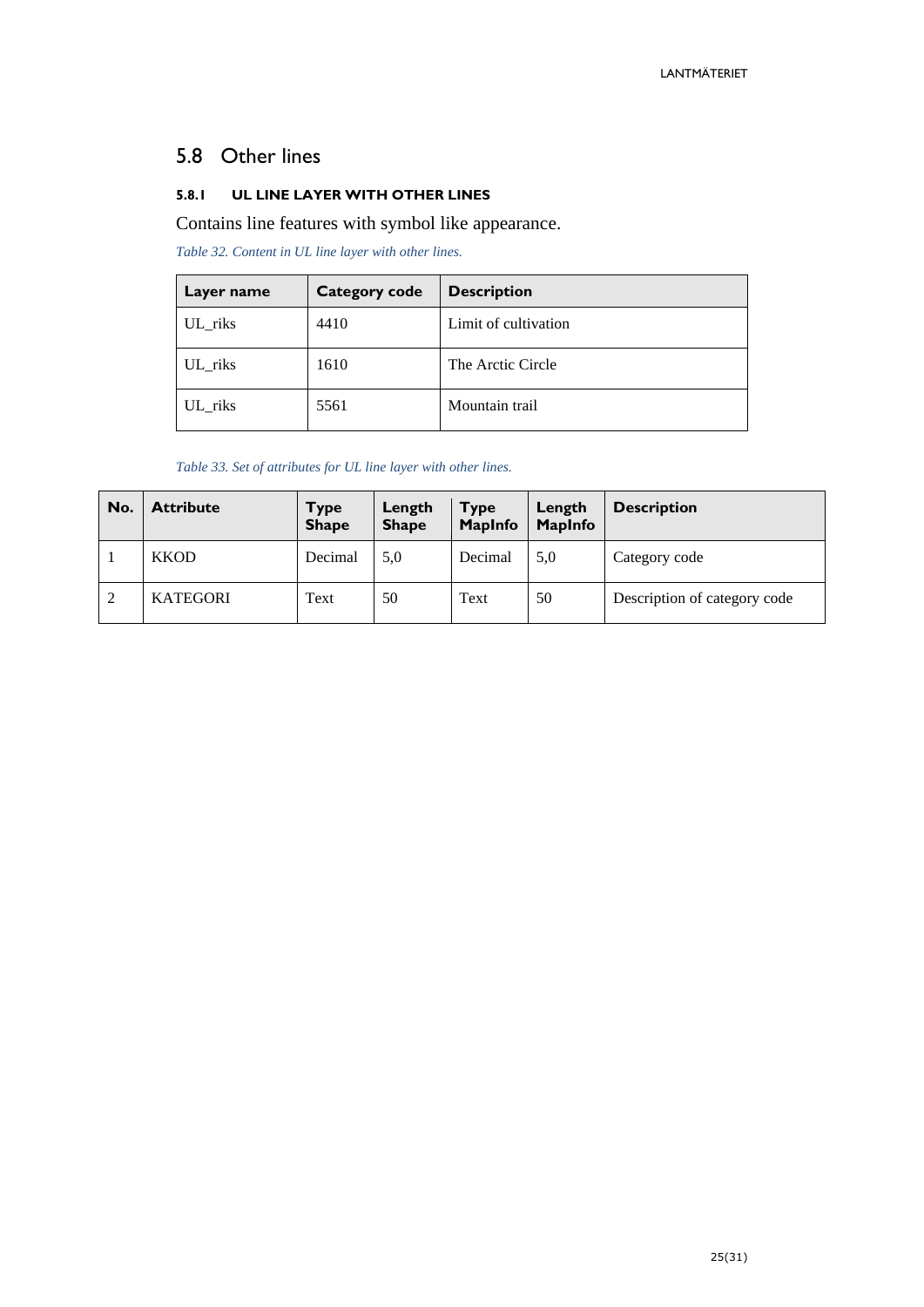## 5.8 Other lines

### 5.8.1 UL LINE LAYER WITH OTHER LINES

Contains line features with symbol like appearance.

*Table 32. Content in UL line layer with other lines.*

| Layer name | Category code | Description |
|---|---|---|
| UL_riks | 4410 | Limit of cultivation |
| UL_riks | 1610 | The Arctic Circle |
| UL_riks | 5561 | Mountain trail |

*Table 33. Set of attributes for UL line layer with other lines.*

| No. | Attribute | Type Shape | Length Shape | Type MapInfo | Length MapInfo | Description |
|---|---|---|---|---|---|---|
| 1 | KKOD | Decimal | 5,0 | Decimal | 5,0 | Category code |
| 2 | KATEGORI | Text | 50 | Text | 50 | Description of category code |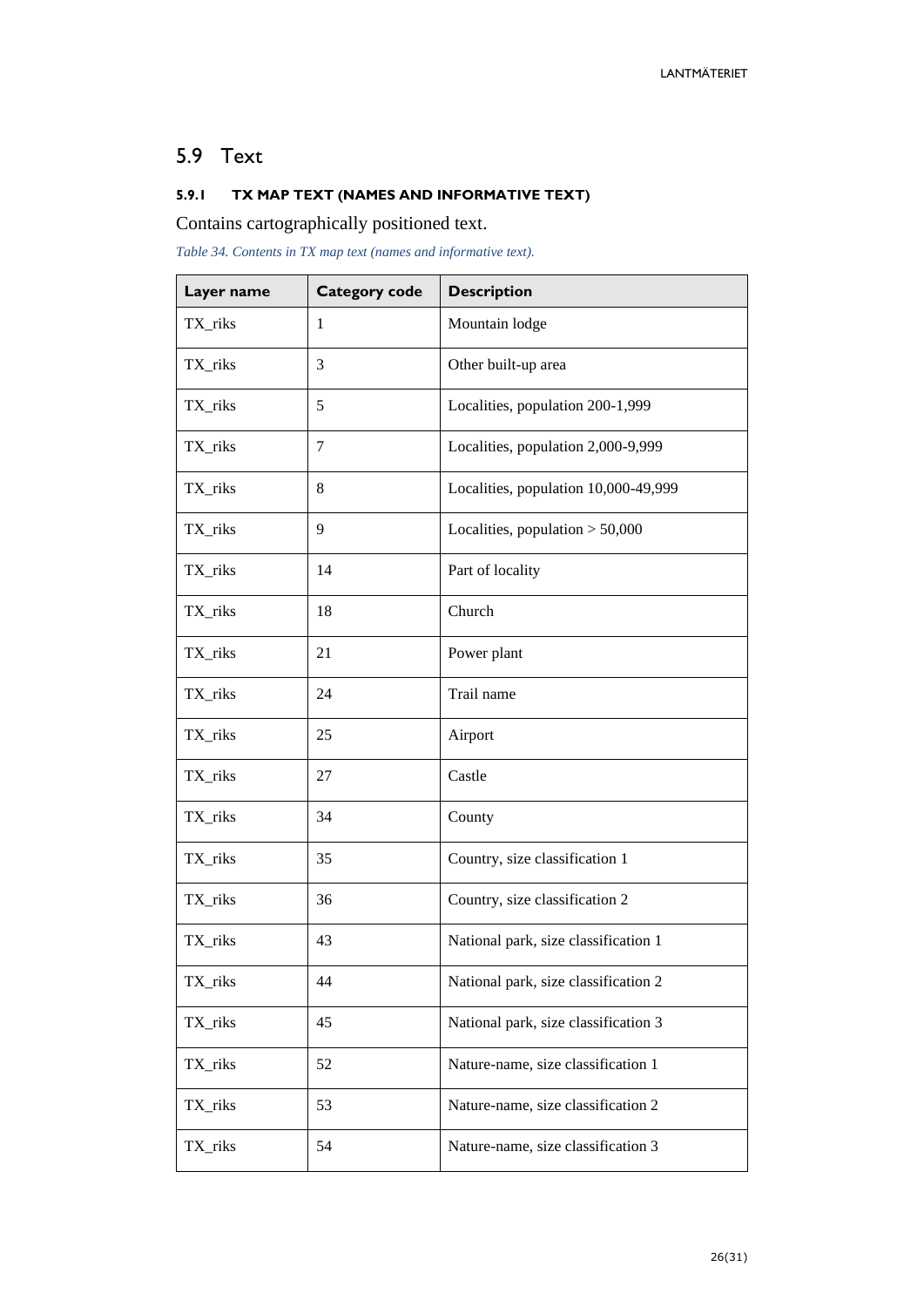## 5.9 Text

#### 5.9.1 TX MAP TEXT (NAMES AND INFORMATIVE TEXT)

Contains cartographically positioned text.

*Table 34. Contents in TX map text (names and informative text).*

| Layer name | Category code | Description |
|---|---|---|
| TX_riks | 1 | Mountain lodge |
| TX_riks | 3 | Other built-up area |
| TX_riks | 5 | Localities, population 200-1,999 |
| TX_riks | 7 | Localities, population 2,000-9,999 |
| TX_riks | 8 | Localities, population 10,000-49,999 |
| TX_riks | 9 | Localities, population > 50,000 |
| TX_riks | 14 | Part of locality |
| TX_riks | 18 | Church |
| TX_riks | 21 | Power plant |
| TX_riks | 24 | Trail name |
| TX_riks | 25 | Airport |
| TX_riks | 27 | Castle |
| TX_riks | 34 | County |
| TX_riks | 35 | Country, size classification 1 |
| TX_riks | 36 | Country, size classification 2 |
| TX_riks | 43 | National park, size classification 1 |
| TX_riks | 44 | National park, size classification 2 |
| TX_riks | 45 | National park, size classification 3 |
| TX_riks | 52 | Nature-name, size classification 1 |
| TX_riks | 53 | Nature-name, size classification 2 |
| TX_riks | 54 | Nature-name, size classification 3 |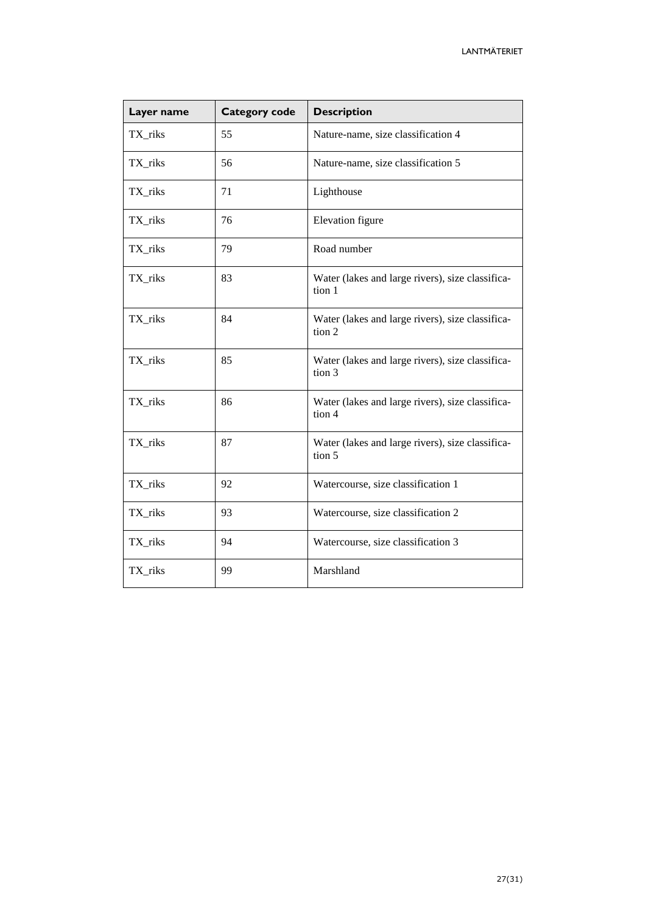| Layer name | Category code | Description |
|---|---|---|
| TX_riks | 55 | Nature-name, size classification 4 |
| TX_riks | 56 | Nature-name, size classification 5 |
| TX_riks | 71 | Lighthouse |
| TX_riks | 76 | Elevation figure |
| TX_riks | 79 | Road number |
| TX_riks | 83 | Water (lakes and large rivers), size classification 1 |
| TX_riks | 84 | Water (lakes and large rivers), size classification 2 |
| TX_riks | 85 | Water (lakes and large rivers), size classification 3 |
| TX_riks | 86 | Water (lakes and large rivers), size classification 4 |
| TX_riks | 87 | Water (lakes and large rivers), size classification 5 |
| TX_riks | 92 | Watercourse, size classification 1 |
| TX_riks | 93 | Watercourse, size classification 2 |
| TX_riks | 94 | Watercourse, size classification 3 |
| TX_riks | 99 | Marshland |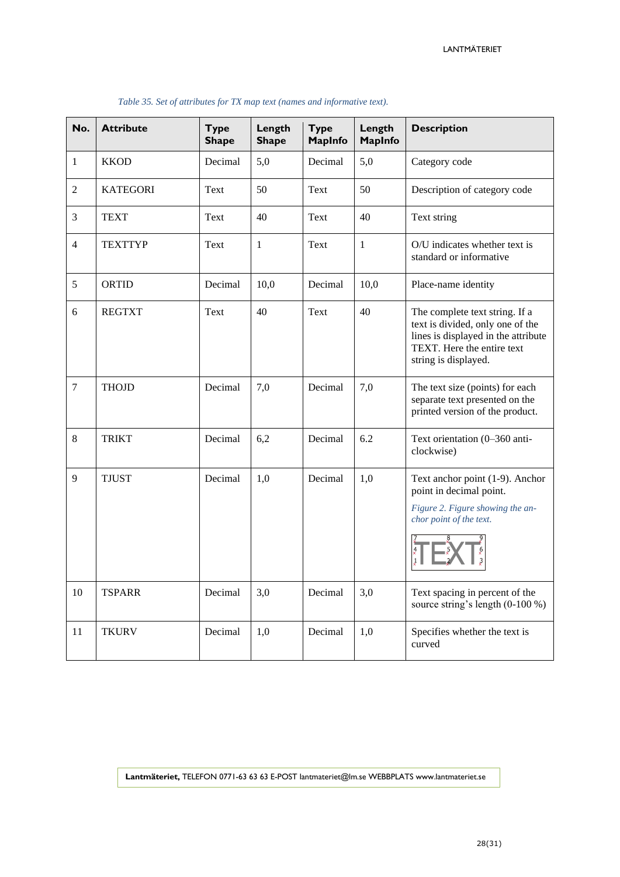*Table 35. Set of attributes for TX map text (names and informative text).*

| No. | Attribute | Type Shape | Length Shape | Type MapInfo | Length MapInfo | Description |
|---|---|---|---|---|---|---|
| 1 | KKOD | Decimal | 5,0 | Decimal | 5,0 | Category code |
| 2 | KATEGORI | Text | 50 | Text | 50 | Description of category code |
| 3 | TEXT | Text | 40 | Text | 40 | Text string |
| 4 | TEXTTYP | Text | 1 | Text | 1 | O/U indicates whether text is standard or informative |
| 5 | ORTID | Decimal | 10,0 | Decimal | 10,0 | Place-name identity |
| 6 | REGTXT | Text | 40 | Text | 40 | The complete text string. If a text is divided, only one of the lines is displayed in the attribute TEXT. Here the entire text string is displayed. |
| 7 | THOJD | Decimal | 7,0 | Decimal | 7,0 | The text size (points) for each separate text presented on the printed version of the product. |
| 8 | TRIKT | Decimal | 6,2 | Decimal | 6.2 | Text orientation (0–360 anti-clockwise) |
| 9 | TJUST | Decimal | 1,0 | Decimal | 1,0 | Text anchor point (1-9). Anchor point in decimal point. *Figure 2. Figure showing the anchor point of the text.* |
| 10 | TSPARR | Decimal | 3,0 | Decimal | 3,0 | Text spacing in percent of the source string's length (0-100 %) |
| 11 | TKURV | Decimal | 1,0 | Decimal | 1,0 | Specifies whether the text is curved |

**Lantmäteriet,** TELEFON 0771-63 63 63 E-POST lantmateriet@lm.se WEBBPLATS www.lantmateriet.se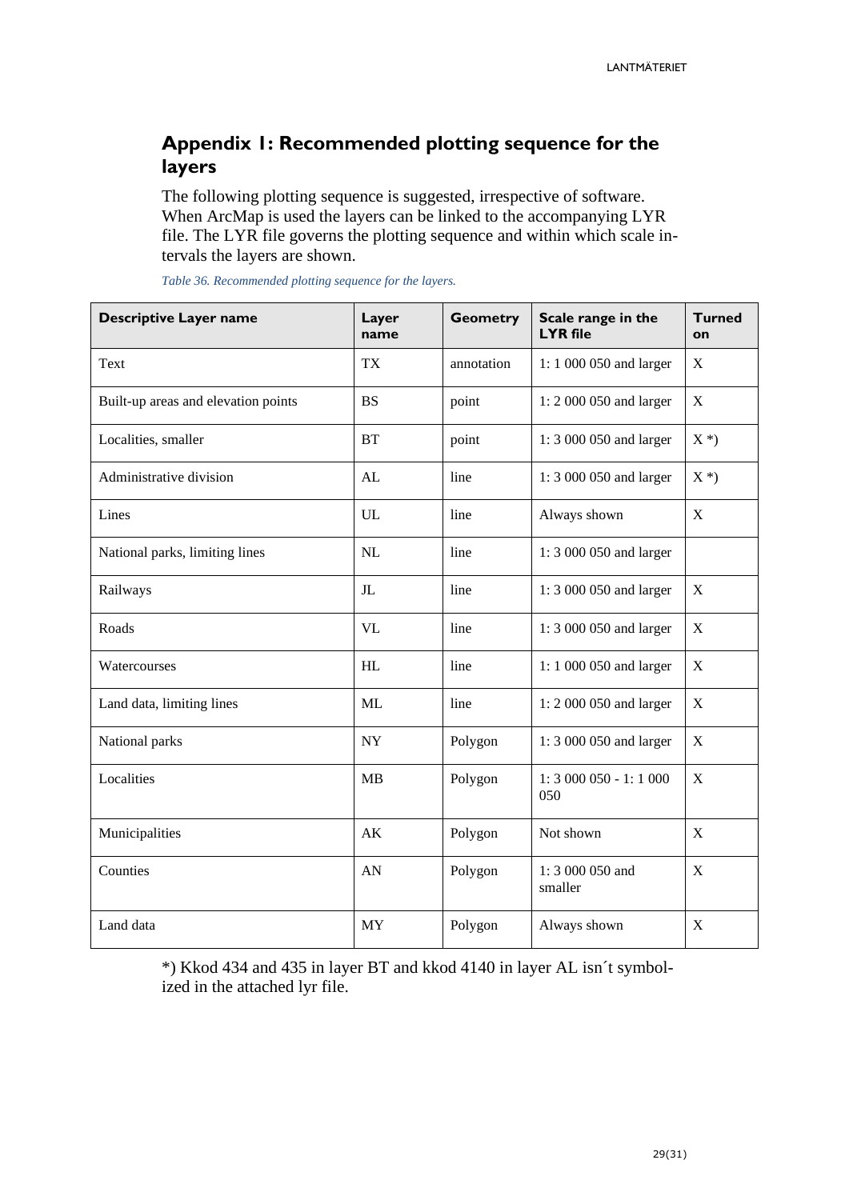## Appendix 1: Recommended plotting sequence for the layers

The following plotting sequence is suggested, irrespective of software. When ArcMap is used the layers can be linked to the accompanying LYR file. The LYR file governs the plotting sequence and within which scale intervals the layers are shown.

*Table 36. Recommended plotting sequence for the layers.*

| Descriptive Layer name | Layer name | Geometry | Scale range in the LYR file | Turned on |
|---|---|---|---|---|
| Text | TX | annotation | 1: 1 000 050 and larger | X |
| Built-up areas and elevation points | BS | point | 1: 2 000 050 and larger | X |
| Localities, smaller | BT | point | 1: 3 000 050 and larger | X *) |
| Administrative division | AL | line | 1: 3 000 050 and larger | X *) |
| Lines | UL | line | Always shown | X |
| National parks, limiting lines | NL | line | 1: 3 000 050 and larger | |
| Railways | JL | line | 1: 3 000 050 and larger | X |
| Roads | VL | line | 1: 3 000 050 and larger | X |
| Watercourses | HL | line | 1: 1 000 050 and larger | X |
| Land data, limiting lines | ML | line | 1: 2 000 050 and larger | X |
| National parks | NY | Polygon | 1: 3 000 050 and larger | X |
| Localities | MB | Polygon | 1: 3 000 050 - 1: 1 000 050 | X |
| Municipalities | AK | Polygon | Not shown | X |
| Counties | AN | Polygon | 1: 3 000 050 and smaller | X |
| Land data | MY | Polygon | Always shown | X |

*) Kkod 434 and 435 in layer BT and kkod 4140 in layer AL isn´t symbolized in the attached lyr file.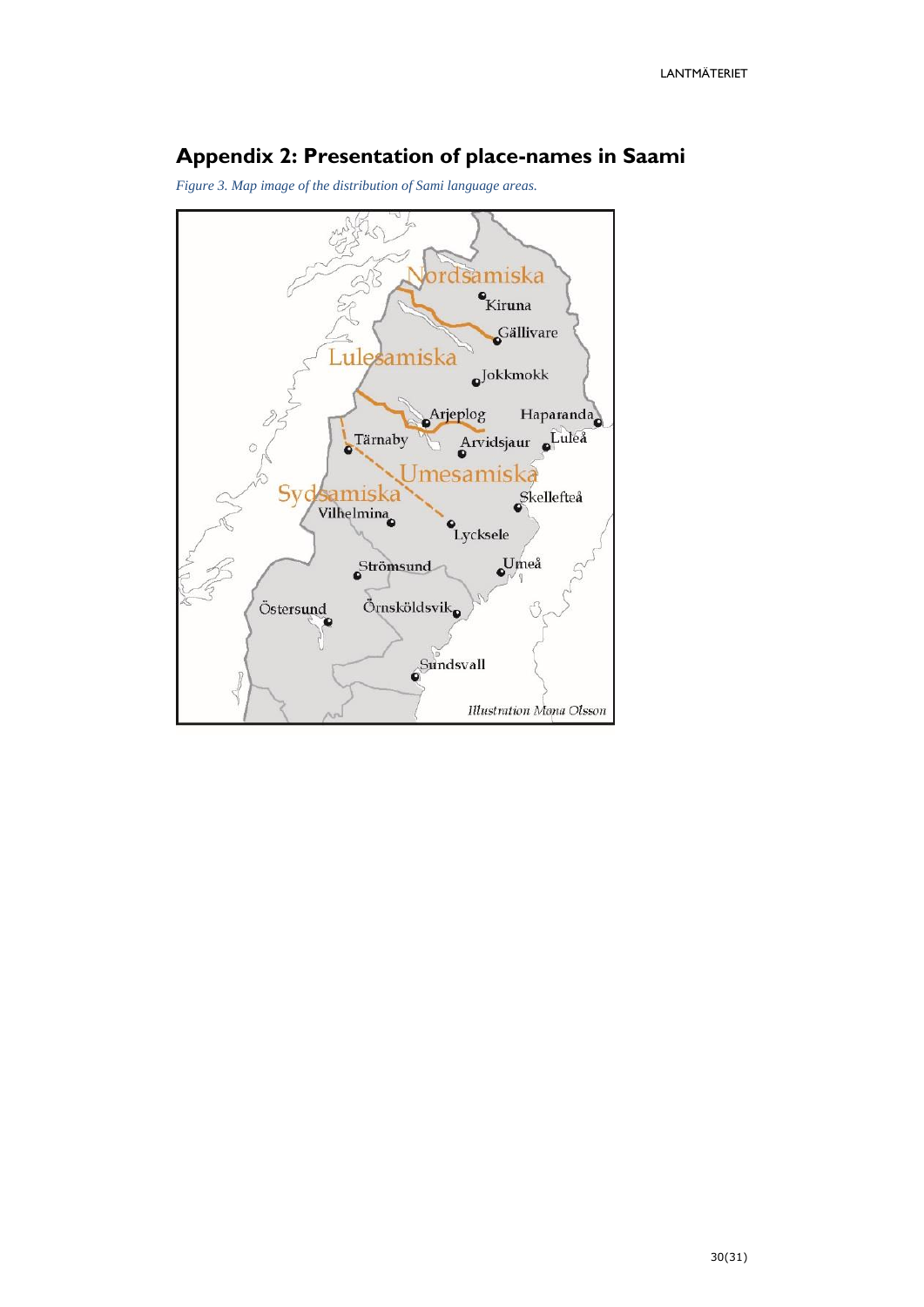## Appendix 2: Presentation of place-names in Saami

*Figure 3. Map image of the distribution of Sami language areas.*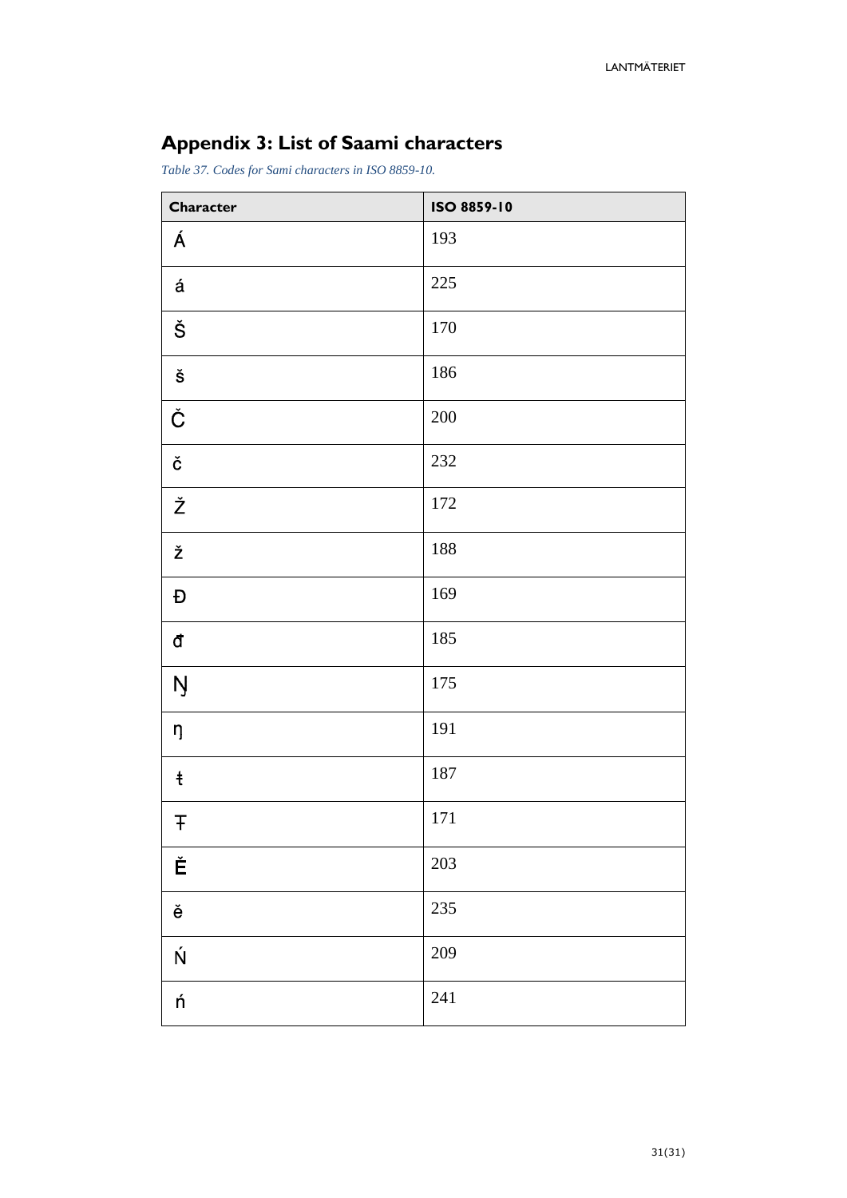# Appendix 3: List of Saami characters

*Table 37. Codes for Sami characters in ISO 8859-10.*

| Character | ISO 8859-10 |
|---|---|
| Á | 193 |
| á | 225 |
| Š | 170 |
| š | 186 |
| Č | 200 |
| č | 232 |
| Ž | 172 |
| ž | 188 |
| Đ | 169 |
| đ | 185 |
| Ŋ | 175 |
| ŋ | 191 |
| ŧ | 187 |
| Ŧ | 171 |
| Ě | 203 |
| ě | 235 |
| Ń | 209 |
| ń | 241 |